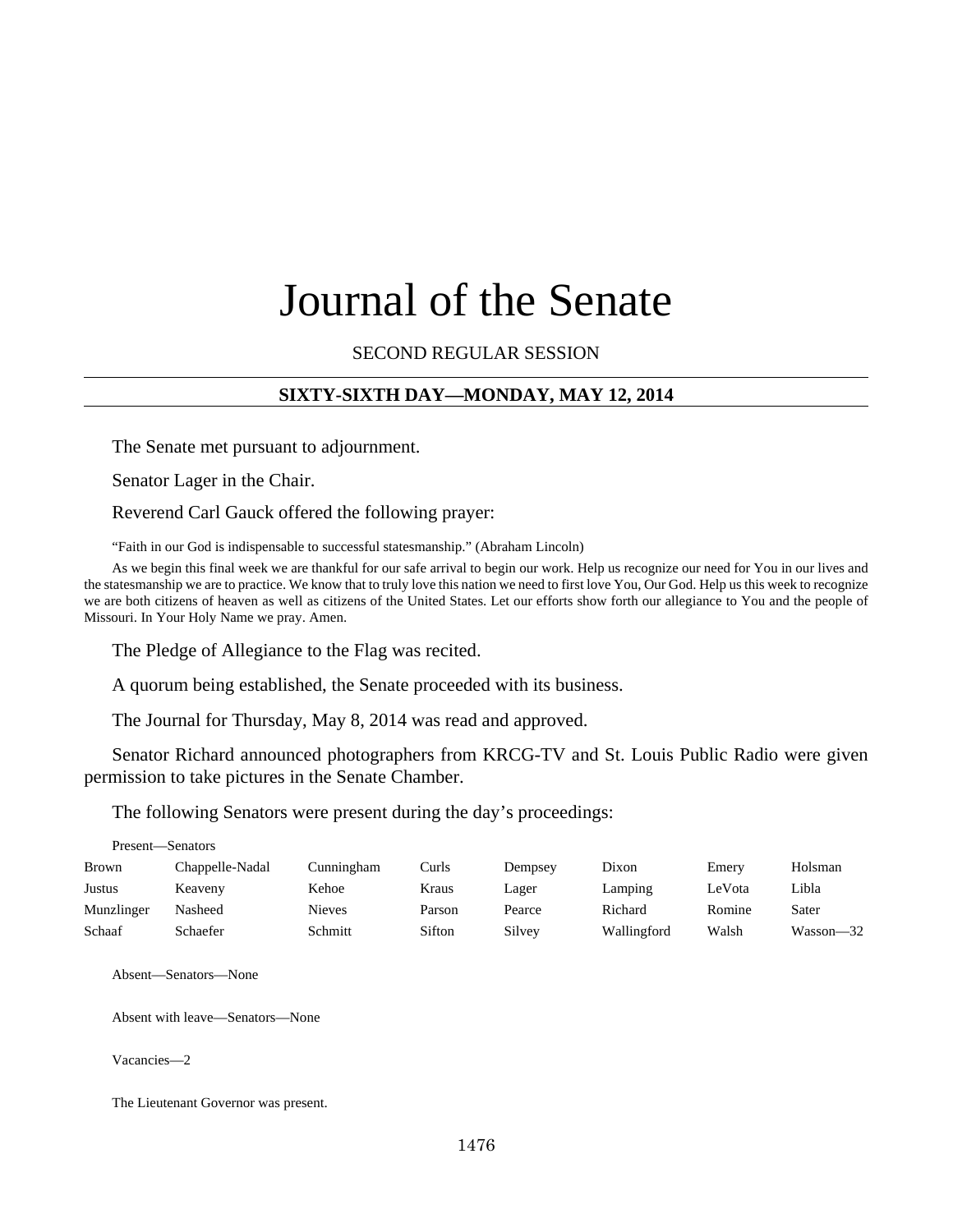# Journal of the Senate

SECOND REGULAR SESSION

## SIXTY-SIXTH DAY—MONDAY, MAY 12, 2014

The Senate met pursuant to adjournment.

Senator Lager in the Chair.

Reverend Carl Gauck offered the following prayer:

"Faith in our God is indispensable to successful statesmanship." (Abraham Lincoln)

As we begin this final week we are thankful for our safe arrival to begin our work. Help us recognize our need for You in our lives and the statesmanship we are to practice. We know that to truly love this nation we need to first love You, Our God. Help us this week to recognize we are both citizens of heaven as well as citizens of the United States. Let our efforts show forth our allegiance to You and the people of Missouri. In Your Holy Name we pray. Amen.

The Pledge of Allegiance to the Flag was recited.

A quorum being established, the Senate proceeded with its business.

The Journal for Thursday, May 8, 2014 was read and approved.

Senator Richard announced photographers from KRCG-TV and St. Louis Public Radio were given permission to take pictures in the Senate Chamber.

The following Senators were present during the day's proceedings:

Present—Senators

| | | | | | | | |
|---|---|---|---|---|---|---|---|
| Brown | Chappelle-Nadal | Cunningham | Curls | Dempsey | Dixon | Emery | Holsman |
| Justus | Keaveny | Kehoe | Kraus | Lager | Lamping | LeVota | Libla |
| Munzlinger | Nasheed | Nieves | Parson | Pearce | Richard | Romine | Sater |
| Schaaf | Schaefer | Schmitt | Sifton | Silvey | Wallingford | Walsh | Wasson—32 |

Absent—Senators—None

Absent with leave—Senators—None

Vacancies—2

The Lieutenant Governor was present.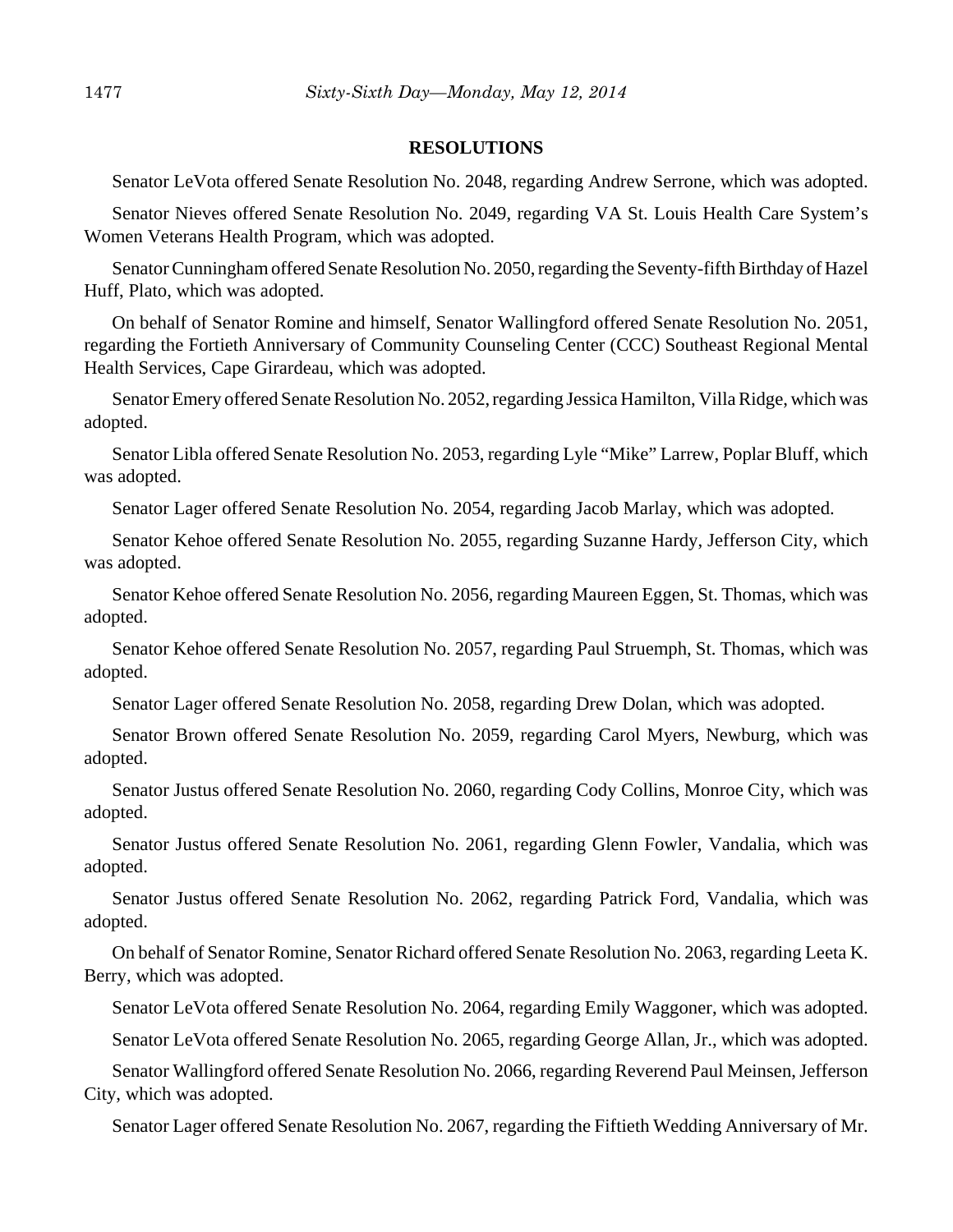## RESOLUTIONS

Senator LeVota offered Senate Resolution No. 2048, regarding Andrew Serrone, which was adopted.

Senator Nieves offered Senate Resolution No. 2049, regarding VA St. Louis Health Care System's Women Veterans Health Program, which was adopted.

Senator Cunningham offered Senate Resolution No. 2050, regarding the Seventy-fifth Birthday of Hazel Huff, Plato, which was adopted.

On behalf of Senator Romine and himself, Senator Wallingford offered Senate Resolution No. 2051, regarding the Fortieth Anniversary of Community Counseling Center (CCC) Southeast Regional Mental Health Services, Cape Girardeau, which was adopted.

Senator Emery offered Senate Resolution No. 2052, regarding Jessica Hamilton, Villa Ridge, which was adopted.

Senator Libla offered Senate Resolution No. 2053, regarding Lyle "Mike" Larrew, Poplar Bluff, which was adopted.

Senator Lager offered Senate Resolution No. 2054, regarding Jacob Marlay, which was adopted.

Senator Kehoe offered Senate Resolution No. 2055, regarding Suzanne Hardy, Jefferson City, which was adopted.

Senator Kehoe offered Senate Resolution No. 2056, regarding Maureen Eggen, St. Thomas, which was adopted.

Senator Kehoe offered Senate Resolution No. 2057, regarding Paul Struemph, St. Thomas, which was adopted.

Senator Lager offered Senate Resolution No. 2058, regarding Drew Dolan, which was adopted.

Senator Brown offered Senate Resolution No. 2059, regarding Carol Myers, Newburg, which was adopted.

Senator Justus offered Senate Resolution No. 2060, regarding Cody Collins, Monroe City, which was adopted.

Senator Justus offered Senate Resolution No. 2061, regarding Glenn Fowler, Vandalia, which was adopted.

Senator Justus offered Senate Resolution No. 2062, regarding Patrick Ford, Vandalia, which was adopted.

On behalf of Senator Romine, Senator Richard offered Senate Resolution No. 2063, regarding Leeta K. Berry, which was adopted.

Senator LeVota offered Senate Resolution No. 2064, regarding Emily Waggoner, which was adopted.

Senator LeVota offered Senate Resolution No. 2065, regarding George Allan, Jr., which was adopted.

Senator Wallingford offered Senate Resolution No. 2066, regarding Reverend Paul Meinsen, Jefferson City, which was adopted.

Senator Lager offered Senate Resolution No. 2067, regarding the Fiftieth Wedding Anniversary of Mr.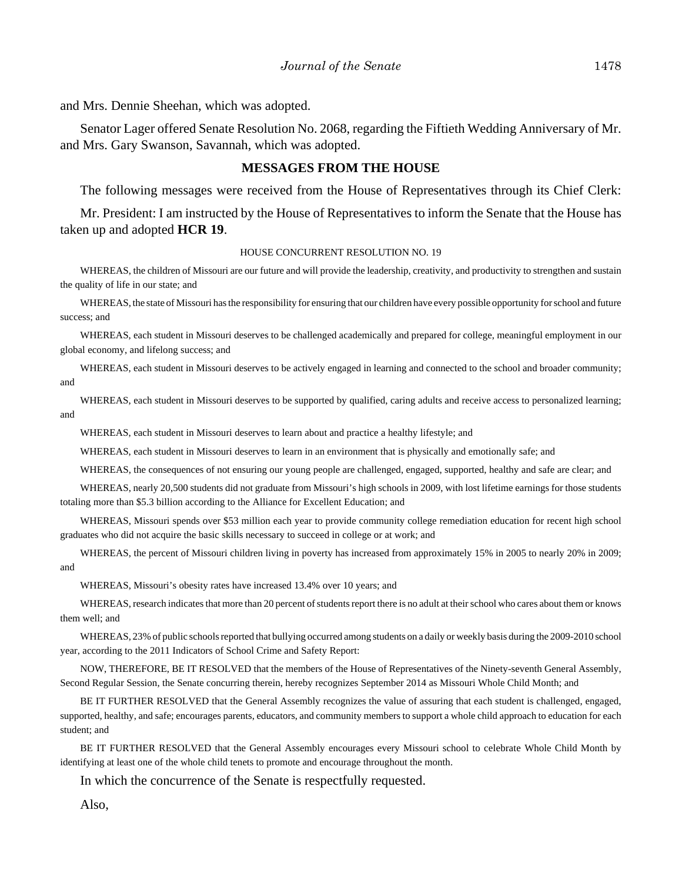and Mrs. Dennie Sheehan, which was adopted.

Senator Lager offered Senate Resolution No. 2068, regarding the Fiftieth Wedding Anniversary of Mr. and Mrs. Gary Swanson, Savannah, which was adopted.

## MESSAGES FROM THE HOUSE

The following messages were received from the House of Representatives through its Chief Clerk:

Mr. President: I am instructed by the House of Representatives to inform the Senate that the House has taken up and adopted **HCR 19**.

HOUSE CONCURRENT RESOLUTION NO. 19

WHEREAS, the children of Missouri are our future and will provide the leadership, creativity, and productivity to strengthen and sustain the quality of life in our state; and

WHEREAS, the state of Missouri has the responsibility for ensuring that our children have every possible opportunity for school and future success; and

WHEREAS, each student in Missouri deserves to be challenged academically and prepared for college, meaningful employment in our global economy, and lifelong success; and

WHEREAS, each student in Missouri deserves to be actively engaged in learning and connected to the school and broader community; and

WHEREAS, each student in Missouri deserves to be supported by qualified, caring adults and receive access to personalized learning; and

WHEREAS, each student in Missouri deserves to learn about and practice a healthy lifestyle; and

WHEREAS, each student in Missouri deserves to learn in an environment that is physically and emotionally safe; and

WHEREAS, the consequences of not ensuring our young people are challenged, engaged, supported, healthy and safe are clear; and

WHEREAS, nearly 20,500 students did not graduate from Missouri's high schools in 2009, with lost lifetime earnings for those students totaling more than $5.3 billion according to the Alliance for Excellent Education; and

WHEREAS, Missouri spends over $53 million each year to provide community college remediation education for recent high school graduates who did not acquire the basic skills necessary to succeed in college or at work; and

WHEREAS, the percent of Missouri children living in poverty has increased from approximately 15% in 2005 to nearly 20% in 2009; and

WHEREAS, Missouri's obesity rates have increased 13.4% over 10 years; and

WHEREAS, research indicates that more than 20 percent of students report there is no adult at their school who cares about them or knows them well; and

WHEREAS, 23% of public schools reported that bullying occurred among students on a daily or weekly basis during the 2009-2010 school year, according to the 2011 Indicators of School Crime and Safety Report:

NOW, THEREFORE, BE IT RESOLVED that the members of the House of Representatives of the Ninety-seventh General Assembly, Second Regular Session, the Senate concurring therein, hereby recognizes September 2014 as Missouri Whole Child Month; and

BE IT FURTHER RESOLVED that the General Assembly recognizes the value of assuring that each student is challenged, engaged, supported, healthy, and safe; encourages parents, educators, and community members to support a whole child approach to education for each student; and

BE IT FURTHER RESOLVED that the General Assembly encourages every Missouri school to celebrate Whole Child Month by identifying at least one of the whole child tenets to promote and encourage throughout the month.

In which the concurrence of the Senate is respectfully requested.

Also,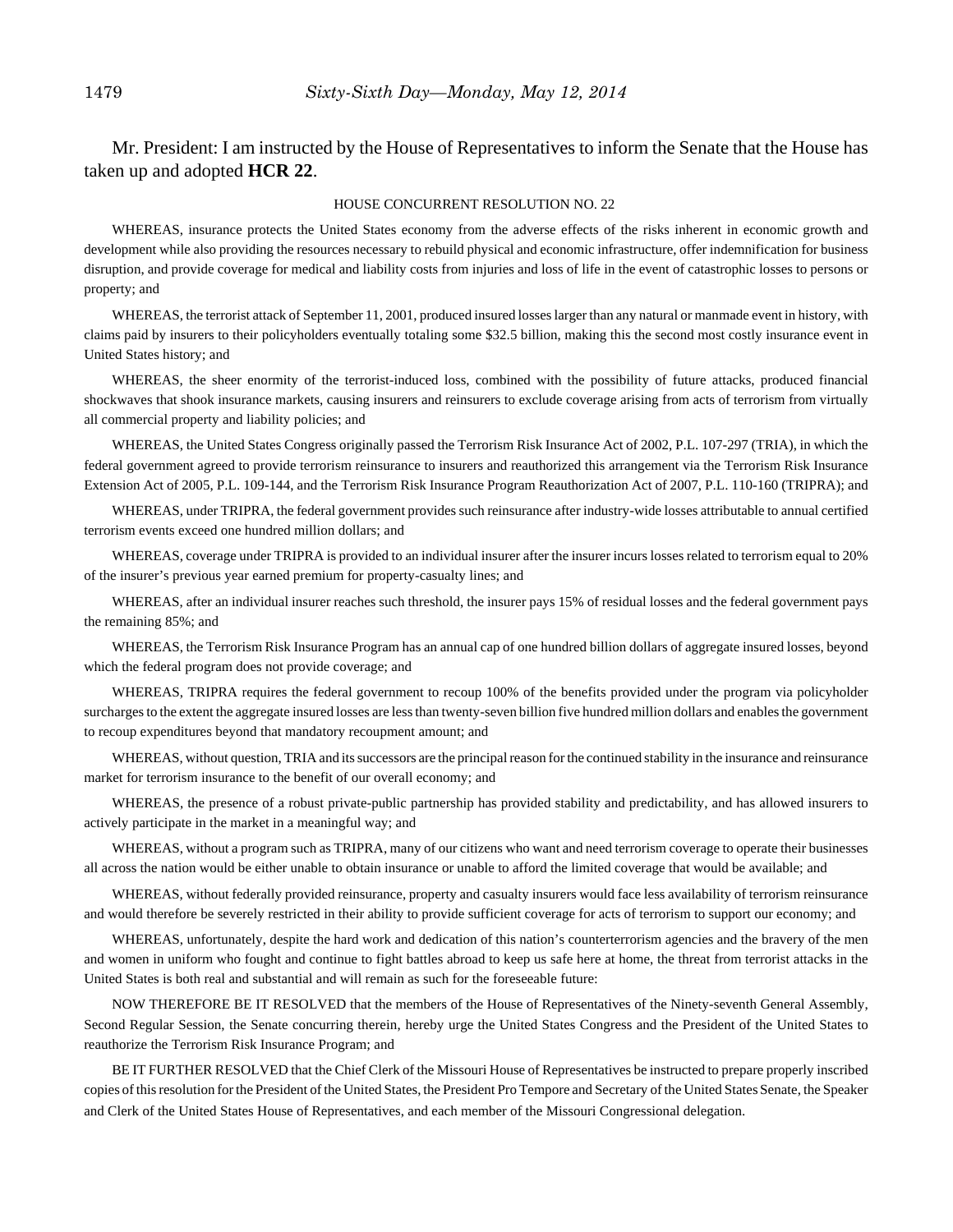Mr. President: I am instructed by the House of Representatives to inform the Senate that the House has taken up and adopted **HCR 22**.

HOUSE CONCURRENT RESOLUTION NO. 22

WHEREAS, insurance protects the United States economy from the adverse effects of the risks inherent in economic growth and development while also providing the resources necessary to rebuild physical and economic infrastructure, offer indemnification for business disruption, and provide coverage for medical and liability costs from injuries and loss of life in the event of catastrophic losses to persons or property; and

WHEREAS, the terrorist attack of September 11, 2001, produced insured losses larger than any natural or manmade event in history, with claims paid by insurers to their policyholders eventually totaling some $32.5 billion, making this the second most costly insurance event in United States history; and

WHEREAS, the sheer enormity of the terrorist-induced loss, combined with the possibility of future attacks, produced financial shockwaves that shook insurance markets, causing insurers and reinsurers to exclude coverage arising from acts of terrorism from virtually all commercial property and liability policies; and

WHEREAS, the United States Congress originally passed the Terrorism Risk Insurance Act of 2002, P.L. 107-297 (TRIA), in which the federal government agreed to provide terrorism reinsurance to insurers and reauthorized this arrangement via the Terrorism Risk Insurance Extension Act of 2005, P.L. 109-144, and the Terrorism Risk Insurance Program Reauthorization Act of 2007, P.L. 110-160 (TRIPRA); and

WHEREAS, under TRIPRA, the federal government provides such reinsurance after industry-wide losses attributable to annual certified terrorism events exceed one hundred million dollars; and

WHEREAS, coverage under TRIPRA is provided to an individual insurer after the insurer incurs losses related to terrorism equal to 20% of the insurer's previous year earned premium for property-casualty lines; and

WHEREAS, after an individual insurer reaches such threshold, the insurer pays 15% of residual losses and the federal government pays the remaining 85%; and

WHEREAS, the Terrorism Risk Insurance Program has an annual cap of one hundred billion dollars of aggregate insured losses, beyond which the federal program does not provide coverage; and

WHEREAS, TRIPRA requires the federal government to recoup 100% of the benefits provided under the program via policyholder surcharges to the extent the aggregate insured losses are less than twenty-seven billion five hundred million dollars and enables the government to recoup expenditures beyond that mandatory recoupment amount; and

WHEREAS, without question, TRIA and its successors are the principal reason for the continued stability in the insurance and reinsurance market for terrorism insurance to the benefit of our overall economy; and

WHEREAS, the presence of a robust private-public partnership has provided stability and predictability, and has allowed insurers to actively participate in the market in a meaningful way; and

WHEREAS, without a program such as TRIPRA, many of our citizens who want and need terrorism coverage to operate their businesses all across the nation would be either unable to obtain insurance or unable to afford the limited coverage that would be available; and

WHEREAS, without federally provided reinsurance, property and casualty insurers would face less availability of terrorism reinsurance and would therefore be severely restricted in their ability to provide sufficient coverage for acts of terrorism to support our economy; and

WHEREAS, unfortunately, despite the hard work and dedication of this nation's counterterrorism agencies and the bravery of the men and women in uniform who fought and continue to fight battles abroad to keep us safe here at home, the threat from terrorist attacks in the United States is both real and substantial and will remain as such for the foreseeable future:

NOW THEREFORE BE IT RESOLVED that the members of the House of Representatives of the Ninety-seventh General Assembly, Second Regular Session, the Senate concurring therein, hereby urge the United States Congress and the President of the United States to reauthorize the Terrorism Risk Insurance Program; and

BE IT FURTHER RESOLVED that the Chief Clerk of the Missouri House of Representatives be instructed to prepare properly inscribed copies of this resolution for the President of the United States, the President Pro Tempore and Secretary of the United States Senate, the Speaker and Clerk of the United States House of Representatives, and each member of the Missouri Congressional delegation.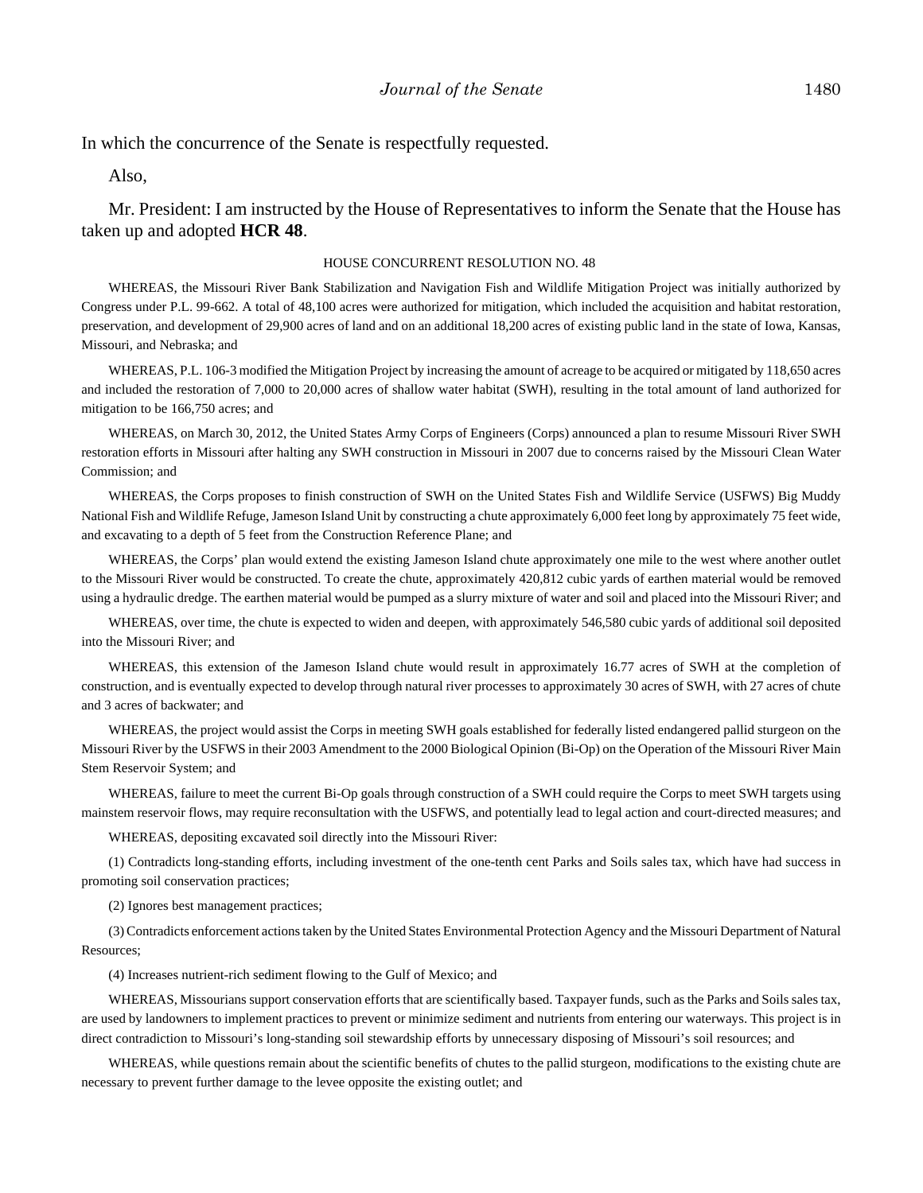In which the concurrence of the Senate is respectfully requested.

Also,

Mr. President: I am instructed by the House of Representatives to inform the Senate that the House has taken up and adopted **HCR 48**.

HOUSE CONCURRENT RESOLUTION NO. 48

WHEREAS, the Missouri River Bank Stabilization and Navigation Fish and Wildlife Mitigation Project was initially authorized by Congress under P.L. 99-662. A total of 48,100 acres were authorized for mitigation, which included the acquisition and habitat restoration, preservation, and development of 29,900 acres of land and on an additional 18,200 acres of existing public land in the state of Iowa, Kansas, Missouri, and Nebraska; and

WHEREAS, P.L. 106-3 modified the Mitigation Project by increasing the amount of acreage to be acquired or mitigated by 118,650 acres and included the restoration of 7,000 to 20,000 acres of shallow water habitat (SWH), resulting in the total amount of land authorized for mitigation to be 166,750 acres; and

WHEREAS, on March 30, 2012, the United States Army Corps of Engineers (Corps) announced a plan to resume Missouri River SWH restoration efforts in Missouri after halting any SWH construction in Missouri in 2007 due to concerns raised by the Missouri Clean Water Commission; and

WHEREAS, the Corps proposes to finish construction of SWH on the United States Fish and Wildlife Service (USFWS) Big Muddy National Fish and Wildlife Refuge, Jameson Island Unit by constructing a chute approximately 6,000 feet long by approximately 75 feet wide, and excavating to a depth of 5 feet from the Construction Reference Plane; and

WHEREAS, the Corps' plan would extend the existing Jameson Island chute approximately one mile to the west where another outlet to the Missouri River would be constructed. To create the chute, approximately 420,812 cubic yards of earthen material would be removed using a hydraulic dredge. The earthen material would be pumped as a slurry mixture of water and soil and placed into the Missouri River; and

WHEREAS, over time, the chute is expected to widen and deepen, with approximately 546,580 cubic yards of additional soil deposited into the Missouri River; and

WHEREAS, this extension of the Jameson Island chute would result in approximately 16.77 acres of SWH at the completion of construction, and is eventually expected to develop through natural river processes to approximately 30 acres of SWH, with 27 acres of chute and 3 acres of backwater; and

WHEREAS, the project would assist the Corps in meeting SWH goals established for federally listed endangered pallid sturgeon on the Missouri River by the USFWS in their 2003 Amendment to the 2000 Biological Opinion (Bi-Op) on the Operation of the Missouri River Main Stem Reservoir System; and

WHEREAS, failure to meet the current Bi-Op goals through construction of a SWH could require the Corps to meet SWH targets using mainstem reservoir flows, may require reconsultation with the USFWS, and potentially lead to legal action and court-directed measures; and

WHEREAS, depositing excavated soil directly into the Missouri River:

(1) Contradicts long-standing efforts, including investment of the one-tenth cent Parks and Soils sales tax, which have had success in promoting soil conservation practices;

(2) Ignores best management practices;

(3) Contradicts enforcement actions taken by the United States Environmental Protection Agency and the Missouri Department of Natural Resources;

(4) Increases nutrient-rich sediment flowing to the Gulf of Mexico; and

WHEREAS, Missourians support conservation efforts that are scientifically based. Taxpayer funds, such as the Parks and Soils sales tax, are used by landowners to implement practices to prevent or minimize sediment and nutrients from entering our waterways. This project is in direct contradiction to Missouri's long-standing soil stewardship efforts by unnecessary disposing of Missouri's soil resources; and

WHEREAS, while questions remain about the scientific benefits of chutes to the pallid sturgeon, modifications to the existing chute are necessary to prevent further damage to the levee opposite the existing outlet; and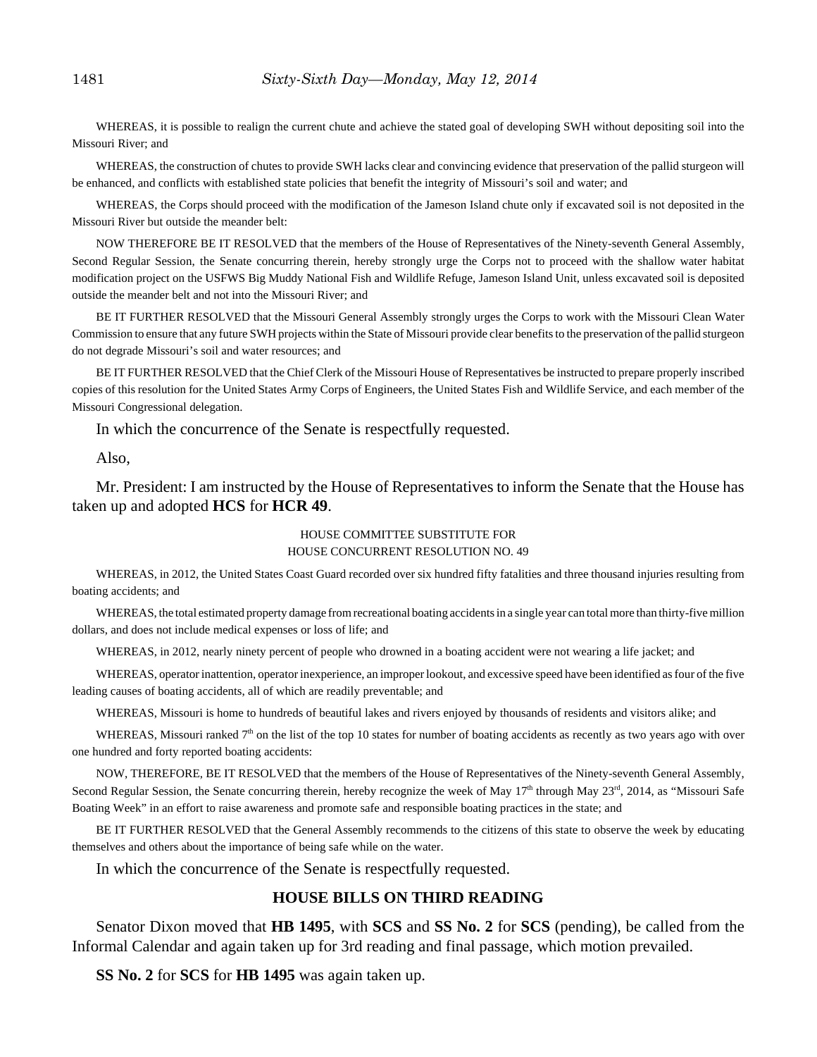WHEREAS, it is possible to realign the current chute and achieve the stated goal of developing SWH without depositing soil into the Missouri River; and

WHEREAS, the construction of chutes to provide SWH lacks clear and convincing evidence that preservation of the pallid sturgeon will be enhanced, and conflicts with established state policies that benefit the integrity of Missouri's soil and water; and

WHEREAS, the Corps should proceed with the modification of the Jameson Island chute only if excavated soil is not deposited in the Missouri River but outside the meander belt:

NOW THEREFORE BE IT RESOLVED that the members of the House of Representatives of the Ninety-seventh General Assembly, Second Regular Session, the Senate concurring therein, hereby strongly urge the Corps not to proceed with the shallow water habitat modification project on the USFWS Big Muddy National Fish and Wildlife Refuge, Jameson Island Unit, unless excavated soil is deposited outside the meander belt and not into the Missouri River; and

BE IT FURTHER RESOLVED that the Missouri General Assembly strongly urges the Corps to work with the Missouri Clean Water Commission to ensure that any future SWH projects within the State of Missouri provide clear benefits to the preservation of the pallid sturgeon do not degrade Missouri's soil and water resources; and

BE IT FURTHER RESOLVED that the Chief Clerk of the Missouri House of Representatives be instructed to prepare properly inscribed copies of this resolution for the United States Army Corps of Engineers, the United States Fish and Wildlife Service, and each member of the Missouri Congressional delegation.

In which the concurrence of the Senate is respectfully requested.

Also,

Mr. President: I am instructed by the House of Representatives to inform the Senate that the House has taken up and adopted **HCS** for **HCR 49**.

HOUSE COMMITTEE SUBSTITUTE FOR
HOUSE CONCURRENT RESOLUTION NO. 49

WHEREAS, in 2012, the United States Coast Guard recorded over six hundred fifty fatalities and three thousand injuries resulting from boating accidents; and

WHEREAS, the total estimated property damage from recreational boating accidents in a single year can total more than thirty-five million dollars, and does not include medical expenses or loss of life; and

WHEREAS, in 2012, nearly ninety percent of people who drowned in a boating accident were not wearing a life jacket; and

WHEREAS, operator inattention, operator inexperience, an improper lookout, and excessive speed have been identified as four of the five leading causes of boating accidents, all of which are readily preventable; and

WHEREAS, Missouri is home to hundreds of beautiful lakes and rivers enjoyed by thousands of residents and visitors alike; and

WHEREAS, Missouri ranked 7th on the list of the top 10 states for number of boating accidents as recently as two years ago with over one hundred and forty reported boating accidents:

NOW, THEREFORE, BE IT RESOLVED that the members of the House of Representatives of the Ninety-seventh General Assembly, Second Regular Session, the Senate concurring therein, hereby recognize the week of May 17th through May 23rd, 2014, as "Missouri Safe Boating Week" in an effort to raise awareness and promote safe and responsible boating practices in the state; and

BE IT FURTHER RESOLVED that the General Assembly recommends to the citizens of this state to observe the week by educating themselves and others about the importance of being safe while on the water.

In which the concurrence of the Senate is respectfully requested.

## HOUSE BILLS ON THIRD READING

Senator Dixon moved that **HB 1495**, with **SCS** and **SS No. 2** for **SCS** (pending), be called from the Informal Calendar and again taken up for 3rd reading and final passage, which motion prevailed.

**SS No. 2** for **SCS** for **HB 1495** was again taken up.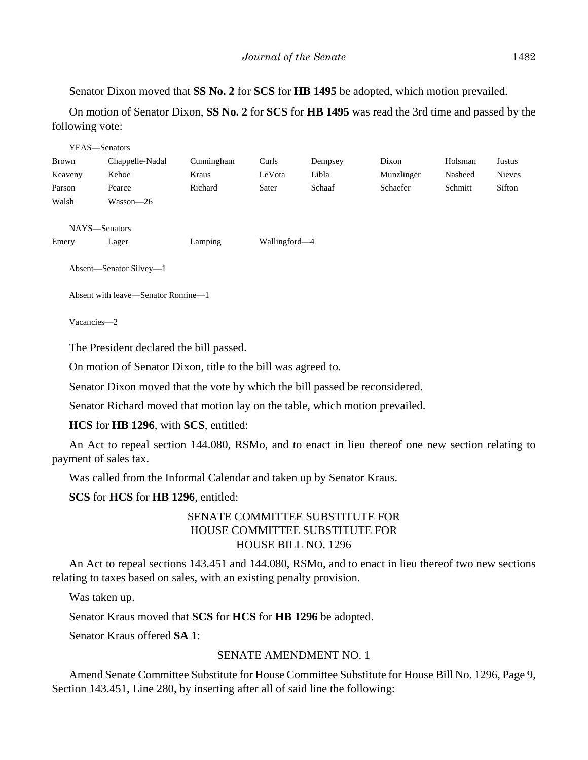Senator Dixon moved that **SS No. 2** for **SCS** for **HB 1495** be adopted, which motion prevailed.

On motion of Senator Dixon, **SS No. 2** for **SCS** for **HB 1495** was read the 3rd time and passed by the following vote:

YEAS—Senators

| | | | | | | | |
|---|---|---|---|---|---|---|---|
| Brown | Chappelle-Nadal | Cunningham | Curls | Dempsey | Dixon | Holsman | Justus |
| Keaveny | Kehoe | Kraus | LeVota | Libla | Munzlinger | Nasheed | Nieves |
| Parson | Pearce | Richard | Sater | Schaaf | Schaefer | Schmitt | Sifton |
| Walsh | Wasson—26 | | | | | | |

NAYS—Senators

| | | | |
|---|---|---|---|
| Emery | Lager | Lamping | Wallingford—4 |

Absent—Senator Silvey—1

Absent with leave—Senator Romine—1

Vacancies—2

The President declared the bill passed.

On motion of Senator Dixon, title to the bill was agreed to.

Senator Dixon moved that the vote by which the bill passed be reconsidered.

Senator Richard moved that motion lay on the table, which motion prevailed.

**HCS** for **HB 1296**, with **SCS**, entitled:

An Act to repeal section 144.080, RSMo, and to enact in lieu thereof one new section relating to payment of sales tax.

Was called from the Informal Calendar and taken up by Senator Kraus.

**SCS** for **HCS** for **HB 1296**, entitled:

SENATE COMMITTEE SUBSTITUTE FOR
HOUSE COMMITTEE SUBSTITUTE FOR
HOUSE BILL NO. 1296

An Act to repeal sections 143.451 and 144.080, RSMo, and to enact in lieu thereof two new sections relating to taxes based on sales, with an existing penalty provision.

Was taken up.

Senator Kraus moved that **SCS** for **HCS** for **HB 1296** be adopted.

Senator Kraus offered **SA 1**:

SENATE AMENDMENT NO. 1

Amend Senate Committee Substitute for House Committee Substitute for House Bill No. 1296, Page 9, Section 143.451, Line 280, by inserting after all of said line the following: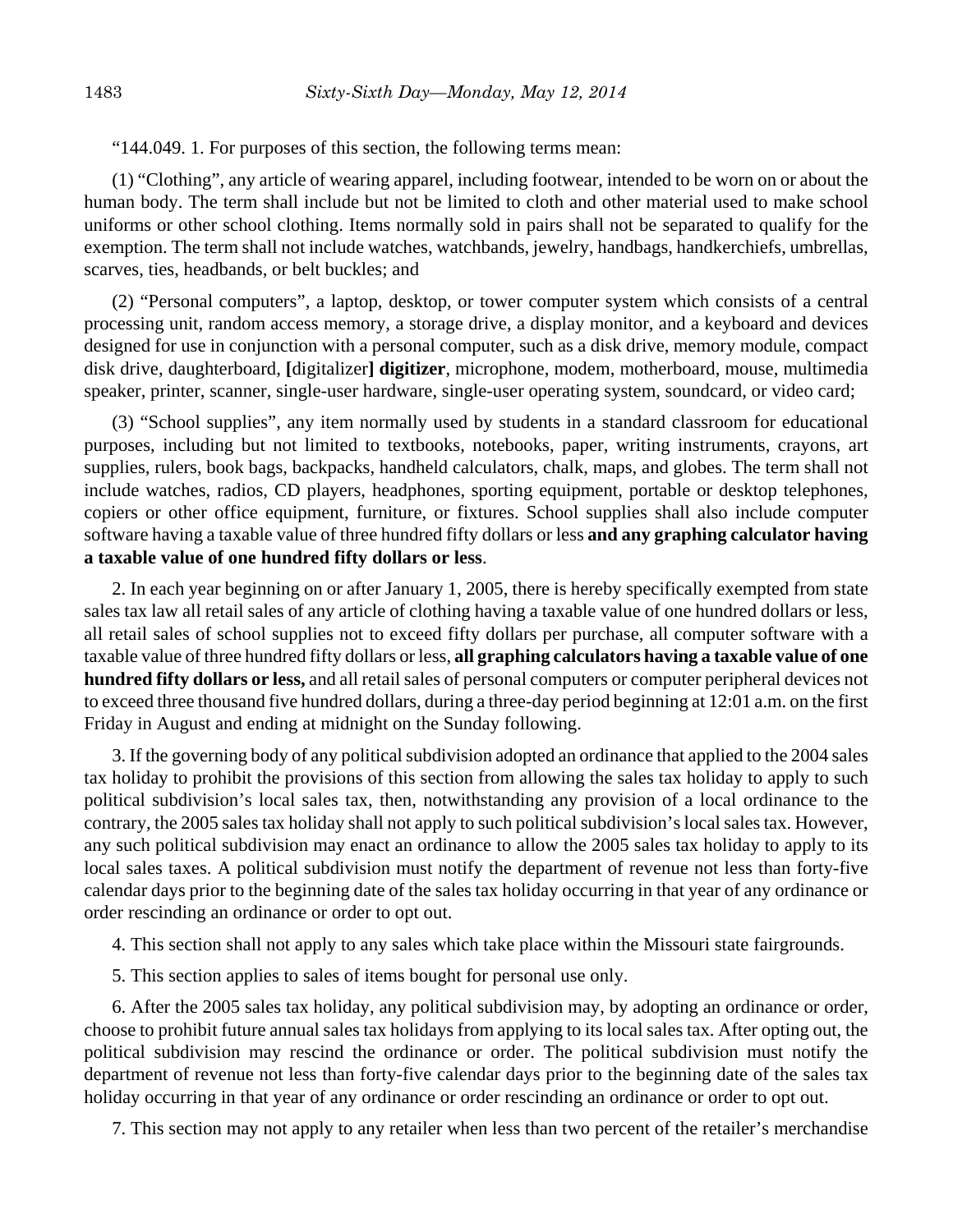"144.049. 1. For purposes of this section, the following terms mean:

(1) "Clothing", any article of wearing apparel, including footwear, intended to be worn on or about the human body. The term shall include but not be limited to cloth and other material used to make school uniforms or other school clothing. Items normally sold in pairs shall not be separated to qualify for the exemption. The term shall not include watches, watchbands, jewelry, handbags, handkerchiefs, umbrellas, scarves, ties, headbands, or belt buckles; and

(2) "Personal computers", a laptop, desktop, or tower computer system which consists of a central processing unit, random access memory, a storage drive, a display monitor, and a keyboard and devices designed for use in conjunction with a personal computer, such as a disk drive, memory module, compact disk drive, daughterboard, **[**digitalizer**]** **digitizer**, microphone, modem, motherboard, mouse, multimedia speaker, printer, scanner, single-user hardware, single-user operating system, soundcard, or video card;

(3) "School supplies", any item normally used by students in a standard classroom for educational purposes, including but not limited to textbooks, notebooks, paper, writing instruments, crayons, art supplies, rulers, book bags, backpacks, handheld calculators, chalk, maps, and globes. The term shall not include watches, radios, CD players, headphones, sporting equipment, portable or desktop telephones, copiers or other office equipment, furniture, or fixtures. School supplies shall also include computer software having a taxable value of three hundred fifty dollars or less **and any graphing calculator having a taxable value of one hundred fifty dollars or less**.

2. In each year beginning on or after January 1, 2005, there is hereby specifically exempted from state sales tax law all retail sales of any article of clothing having a taxable value of one hundred dollars or less, all retail sales of school supplies not to exceed fifty dollars per purchase, all computer software with a taxable value of three hundred fifty dollars or less, **all graphing calculators having a taxable value of one hundred fifty dollars or less,** and all retail sales of personal computers or computer peripheral devices not to exceed three thousand five hundred dollars, during a three-day period beginning at 12:01 a.m. on the first Friday in August and ending at midnight on the Sunday following.

3. If the governing body of any political subdivision adopted an ordinance that applied to the 2004 sales tax holiday to prohibit the provisions of this section from allowing the sales tax holiday to apply to such political subdivision's local sales tax, then, notwithstanding any provision of a local ordinance to the contrary, the 2005 sales tax holiday shall not apply to such political subdivision's local sales tax. However, any such political subdivision may enact an ordinance to allow the 2005 sales tax holiday to apply to its local sales taxes. A political subdivision must notify the department of revenue not less than forty-five calendar days prior to the beginning date of the sales tax holiday occurring in that year of any ordinance or order rescinding an ordinance or order to opt out.

4. This section shall not apply to any sales which take place within the Missouri state fairgrounds.

5. This section applies to sales of items bought for personal use only.

6. After the 2005 sales tax holiday, any political subdivision may, by adopting an ordinance or order, choose to prohibit future annual sales tax holidays from applying to its local sales tax. After opting out, the political subdivision may rescind the ordinance or order. The political subdivision must notify the department of revenue not less than forty-five calendar days prior to the beginning date of the sales tax holiday occurring in that year of any ordinance or order rescinding an ordinance or order to opt out.

7. This section may not apply to any retailer when less than two percent of the retailer's merchandise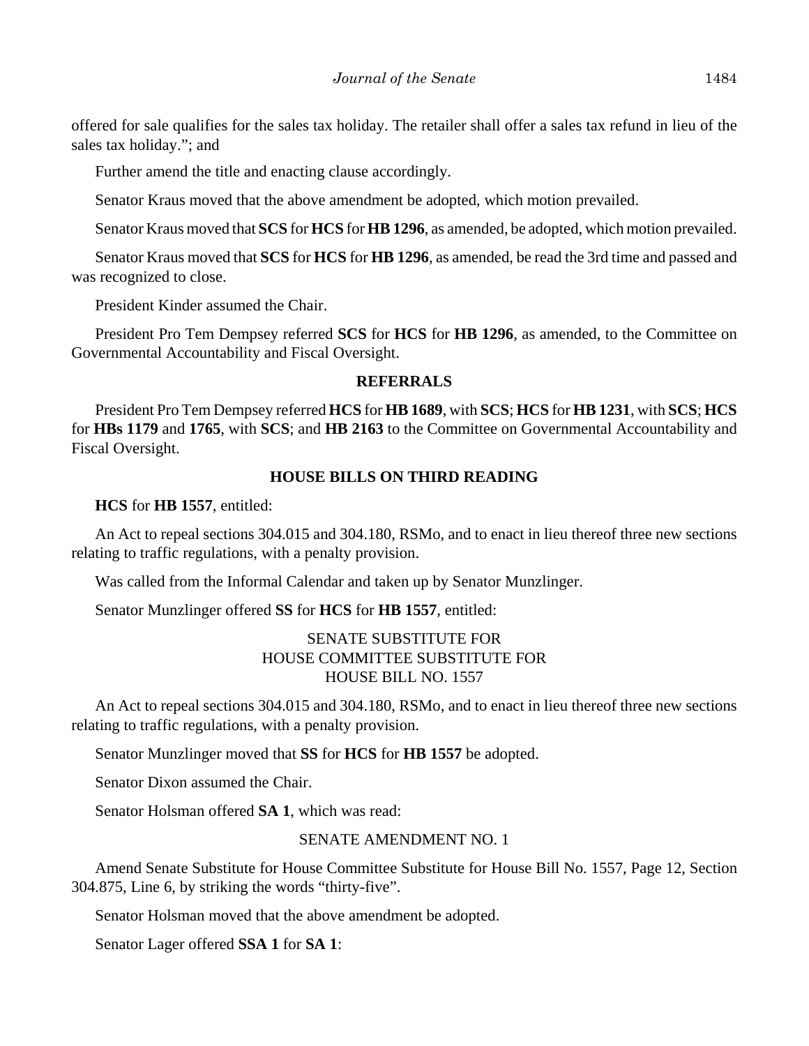offered for sale qualifies for the sales tax holiday. The retailer shall offer a sales tax refund in lieu of the sales tax holiday."; and

Further amend the title and enacting clause accordingly.

Senator Kraus moved that the above amendment be adopted, which motion prevailed.

Senator Kraus moved that **SCS** for **HCS** for **HB 1296**, as amended, be adopted, which motion prevailed.

Senator Kraus moved that **SCS** for **HCS** for **HB 1296**, as amended, be read the 3rd time and passed and was recognized to close.

President Kinder assumed the Chair.

President Pro Tem Dempsey referred **SCS** for **HCS** for **HB 1296**, as amended, to the Committee on Governmental Accountability and Fiscal Oversight.

## REFERRALS

President Pro Tem Dempsey referred **HCS** for **HB 1689**, with **SCS**; **HCS** for **HB 1231**, with **SCS**; **HCS** for **HBs 1179** and **1765**, with **SCS**; and **HB 2163** to the Committee on Governmental Accountability and Fiscal Oversight.

## HOUSE BILLS ON THIRD READING

**HCS** for **HB 1557**, entitled:

An Act to repeal sections 304.015 and 304.180, RSMo, and to enact in lieu thereof three new sections relating to traffic regulations, with a penalty provision.

Was called from the Informal Calendar and taken up by Senator Munzlinger.

Senator Munzlinger offered **SS** for **HCS** for **HB 1557**, entitled:

SENATE SUBSTITUTE FOR
HOUSE COMMITTEE SUBSTITUTE FOR
HOUSE BILL NO. 1557

An Act to repeal sections 304.015 and 304.180, RSMo, and to enact in lieu thereof three new sections relating to traffic regulations, with a penalty provision.

Senator Munzlinger moved that **SS** for **HCS** for **HB 1557** be adopted.

Senator Dixon assumed the Chair.

Senator Holsman offered **SA 1**, which was read:

SENATE AMENDMENT NO. 1

Amend Senate Substitute for House Committee Substitute for House Bill No. 1557, Page 12, Section 304.875, Line 6, by striking the words "thirty-five".

Senator Holsman moved that the above amendment be adopted.

Senator Lager offered **SSA 1** for **SA 1**: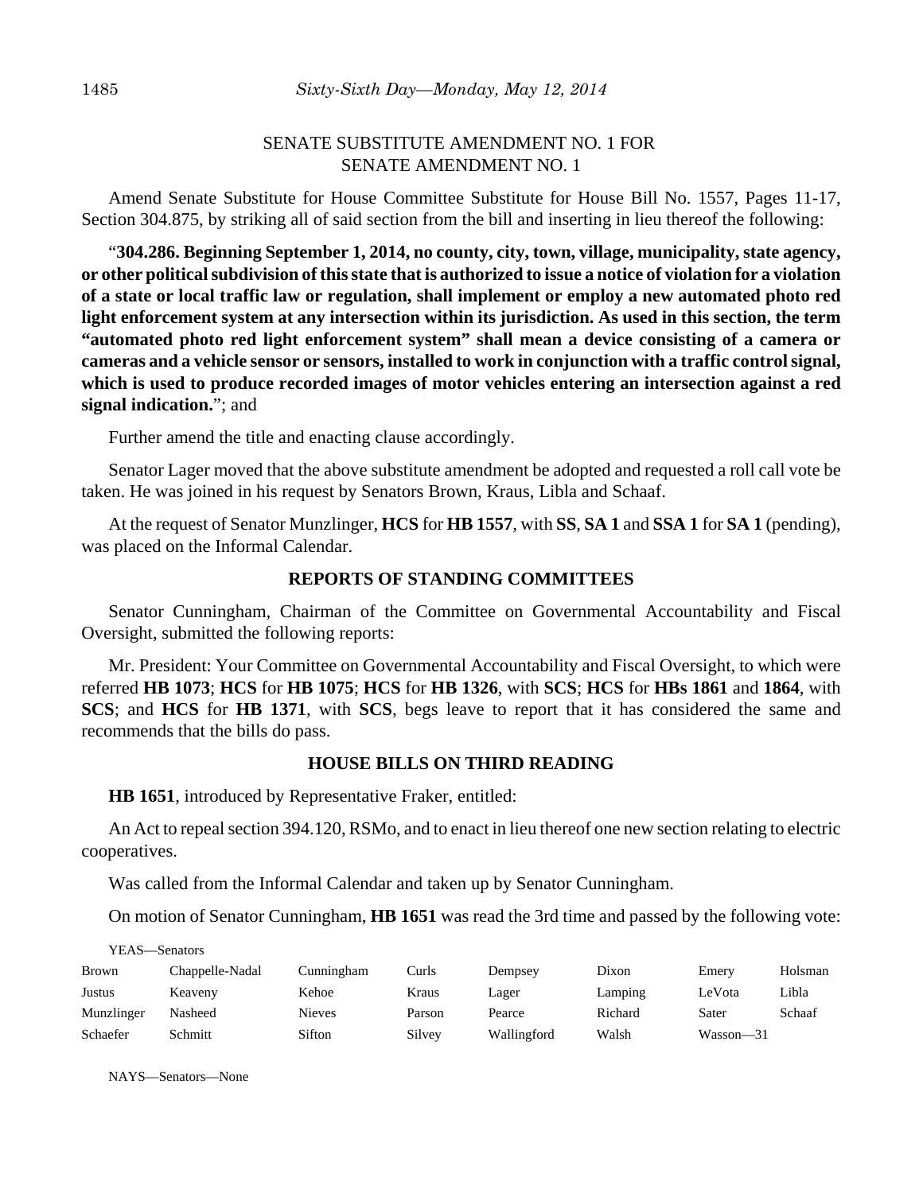SENATE SUBSTITUTE AMENDMENT NO. 1 FOR
SENATE AMENDMENT NO. 1

Amend Senate Substitute for House Committee Substitute for House Bill No. 1557, Pages 11-17, Section 304.875, by striking all of said section from the bill and inserting in lieu thereof the following:

"**304.286. Beginning September 1, 2014, no county, city, town, village, municipality, state agency, or other political subdivision of this state that is authorized to issue a notice of violation for a violation of a state or local traffic law or regulation, shall implement or employ a new automated photo red light enforcement system at any intersection within its jurisdiction. As used in this section, the term "automated photo red light enforcement system" shall mean a device consisting of a camera or cameras and a vehicle sensor or sensors, installed to work in conjunction with a traffic control signal, which is used to produce recorded images of motor vehicles entering an intersection against a red signal indication.**"; and

Further amend the title and enacting clause accordingly.

Senator Lager moved that the above substitute amendment be adopted and requested a roll call vote be taken. He was joined in his request by Senators Brown, Kraus, Libla and Schaaf.

At the request of Senator Munzlinger, **HCS** for **HB 1557**, with **SS**, **SA 1** and **SSA 1** for **SA 1** (pending), was placed on the Informal Calendar.

## REPORTS OF STANDING COMMITTEES

Senator Cunningham, Chairman of the Committee on Governmental Accountability and Fiscal Oversight, submitted the following reports:

Mr. President: Your Committee on Governmental Accountability and Fiscal Oversight, to which were referred **HB 1073**; **HCS** for **HB 1075**; **HCS** for **HB 1326**, with **SCS**; **HCS** for **HBs 1861** and **1864**, with **SCS**; and **HCS** for **HB 1371**, with **SCS**, begs leave to report that it has considered the same and recommends that the bills do pass.

## HOUSE BILLS ON THIRD READING

**HB 1651**, introduced by Representative Fraker, entitled:

An Act to repeal section 394.120, RSMo, and to enact in lieu thereof one new section relating to electric cooperatives.

Was called from the Informal Calendar and taken up by Senator Cunningham.

On motion of Senator Cunningham, **HB 1651** was read the 3rd time and passed by the following vote:

YEAS—Senators

| | | | | | | | |
|---|---|---|---|---|---|---|---|
| Brown | Chappelle-Nadal | Cunningham | Curls | Dempsey | Dixon | Emery | Holsman |
| Justus | Keaveny | Kehoe | Kraus | Lager | Lamping | LeVota | Libla |
| Munzlinger | Nasheed | Nieves | Parson | Pearce | Richard | Sater | Schaaf |
| Schaefer | Schmitt | Sifton | Silvey | Wallingford | Walsh | Wasson—31 | |

NAYS—Senators—None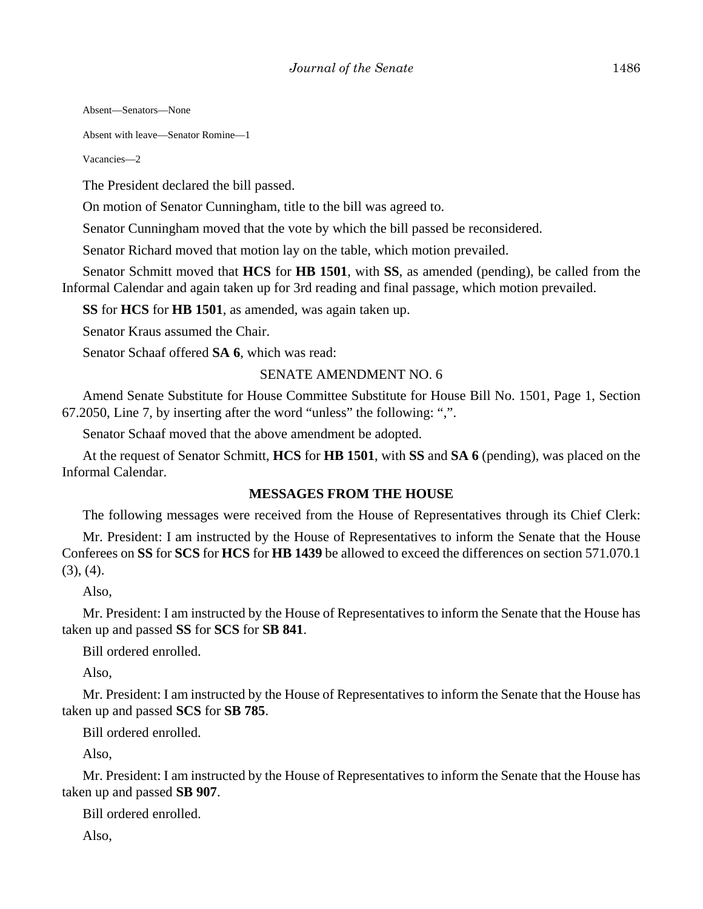Absent—Senators—None

Absent with leave—Senator Romine—1

Vacancies—2

The President declared the bill passed.

On motion of Senator Cunningham, title to the bill was agreed to.

Senator Cunningham moved that the vote by which the bill passed be reconsidered.

Senator Richard moved that motion lay on the table, which motion prevailed.

Senator Schmitt moved that **HCS** for **HB 1501**, with **SS**, as amended (pending), be called from the Informal Calendar and again taken up for 3rd reading and final passage, which motion prevailed.

**SS** for **HCS** for **HB 1501**, as amended, was again taken up.

Senator Kraus assumed the Chair.

Senator Schaaf offered **SA 6**, which was read:

SENATE AMENDMENT NO. 6

Amend Senate Substitute for House Committee Substitute for House Bill No. 1501, Page 1, Section 67.2050, Line 7, by inserting after the word "unless" the following: ",".

Senator Schaaf moved that the above amendment be adopted.

At the request of Senator Schmitt, **HCS** for **HB 1501**, with **SS** and **SA 6** (pending), was placed on the Informal Calendar.

**MESSAGES FROM THE HOUSE**

The following messages were received from the House of Representatives through its Chief Clerk:

Mr. President: I am instructed by the House of Representatives to inform the Senate that the House Conferees on **SS** for **SCS** for **HCS** for **HB 1439** be allowed to exceed the differences on section 571.070.1 (3), (4).

Also,

Mr. President: I am instructed by the House of Representatives to inform the Senate that the House has taken up and passed **SS** for **SCS** for **SB 841**.

Bill ordered enrolled.

Also,

Mr. President: I am instructed by the House of Representatives to inform the Senate that the House has taken up and passed **SCS** for **SB 785**.

Bill ordered enrolled.

Also,

Mr. President: I am instructed by the House of Representatives to inform the Senate that the House has taken up and passed **SB 907**.

Bill ordered enrolled.

Also,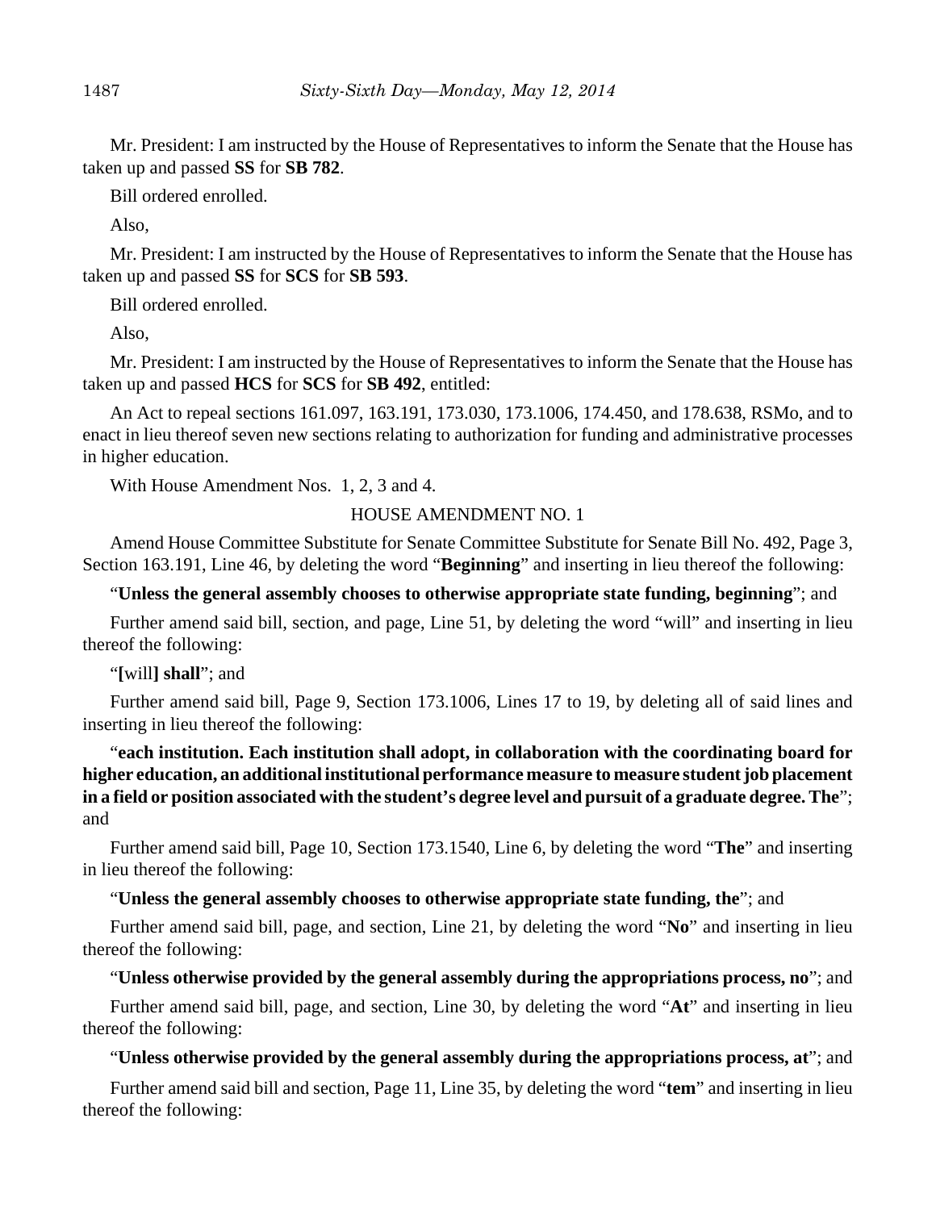Mr. President: I am instructed by the House of Representatives to inform the Senate that the House has taken up and passed **SS** for **SB 782**.

Bill ordered enrolled.

Also,

Mr. President: I am instructed by the House of Representatives to inform the Senate that the House has taken up and passed **SS** for **SCS** for **SB 593**.

Bill ordered enrolled.

Also,

Mr. President: I am instructed by the House of Representatives to inform the Senate that the House has taken up and passed **HCS** for **SCS** for **SB 492**, entitled:

An Act to repeal sections 161.097, 163.191, 173.030, 173.1006, 174.450, and 178.638, RSMo, and to enact in lieu thereof seven new sections relating to authorization for funding and administrative processes in higher education.

With House Amendment Nos. 1, 2, 3 and 4.

HOUSE AMENDMENT NO. 1

Amend House Committee Substitute for Senate Committee Substitute for Senate Bill No. 492, Page 3, Section 163.191, Line 46, by deleting the word "**Beginning**" and inserting in lieu thereof the following:

"**Unless the general assembly chooses to otherwise appropriate state funding, beginning**"; and

Further amend said bill, section, and page, Line 51, by deleting the word "will" and inserting in lieu thereof the following:

"**[**will**] shall**"; and

Further amend said bill, Page 9, Section 173.1006, Lines 17 to 19, by deleting all of said lines and inserting in lieu thereof the following:

"**each institution. Each institution shall adopt, in collaboration with the coordinating board for higher education, an additional institutional performance measure to measure student job placement in a field or position associated with the student's degree level and pursuit of a graduate degree. The**"; and

Further amend said bill, Page 10, Section 173.1540, Line 6, by deleting the word "**The**" and inserting in lieu thereof the following:

"**Unless the general assembly chooses to otherwise appropriate state funding, the**"; and

Further amend said bill, page, and section, Line 21, by deleting the word "**No**" and inserting in lieu thereof the following:

"**Unless otherwise provided by the general assembly during the appropriations process, no**"; and

Further amend said bill, page, and section, Line 30, by deleting the word "**At**" and inserting in lieu thereof the following:

"**Unless otherwise provided by the general assembly during the appropriations process, at**"; and

Further amend said bill and section, Page 11, Line 35, by deleting the word "**tem**" and inserting in lieu thereof the following: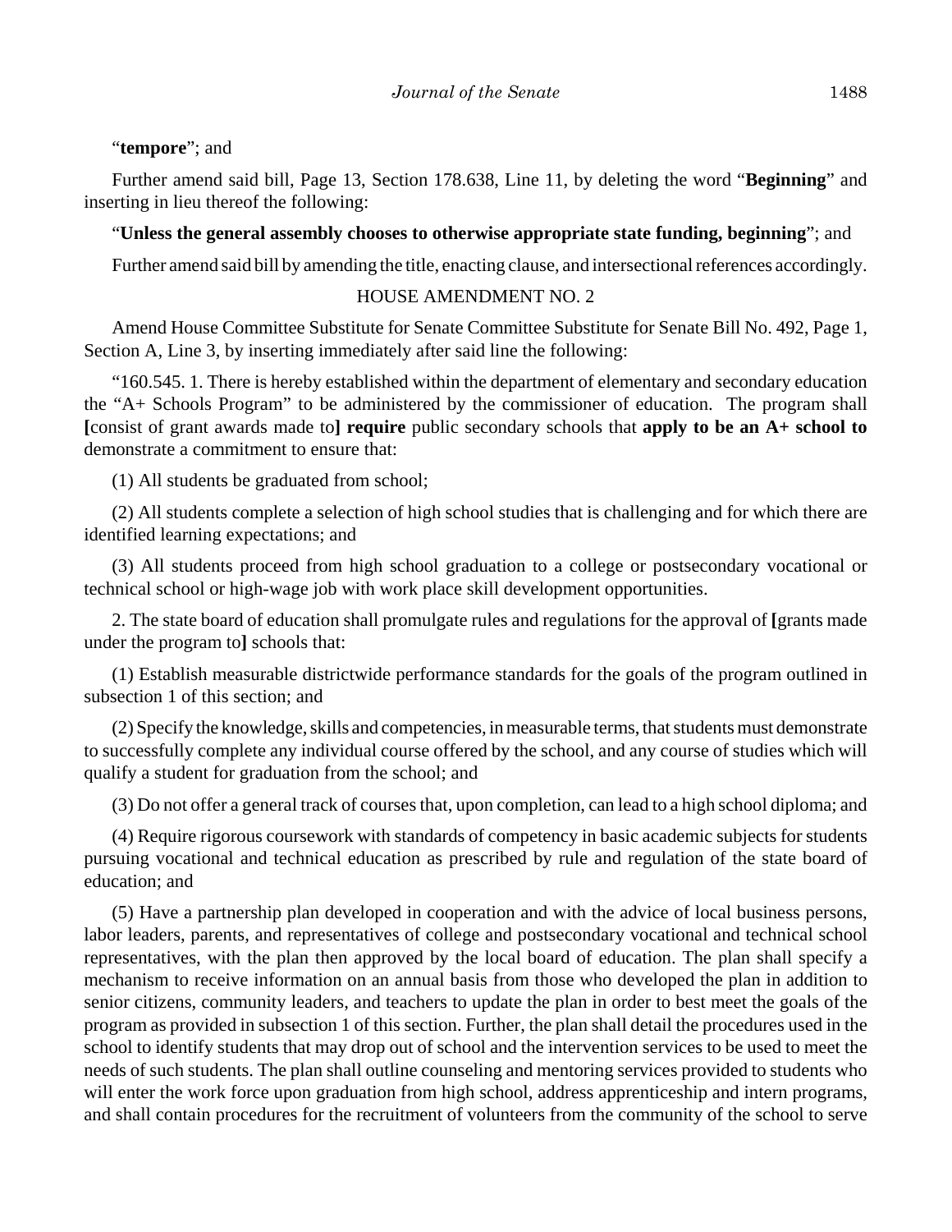"**tempore**"; and

Further amend said bill, Page 13, Section 178.638, Line 11, by deleting the word "**Beginning**" and inserting in lieu thereof the following:

"**Unless the general assembly chooses to otherwise appropriate state funding, beginning**"; and

Further amend said bill by amending the title, enacting clause, and intersectional references accordingly.

HOUSE AMENDMENT NO. 2

Amend House Committee Substitute for Senate Committee Substitute for Senate Bill No. 492, Page 1, Section A, Line 3, by inserting immediately after said line the following:

"160.545. 1. There is hereby established within the department of elementary and secondary education the "A+ Schools Program" to be administered by the commissioner of education. The program shall **[**consist of grant awards made to**] require** public secondary schools that **apply to be an A+ school to** demonstrate a commitment to ensure that:

(1) All students be graduated from school;

(2) All students complete a selection of high school studies that is challenging and for which there are identified learning expectations; and

(3) All students proceed from high school graduation to a college or postsecondary vocational or technical school or high-wage job with work place skill development opportunities.

2. The state board of education shall promulgate rules and regulations for the approval of **[**grants made under the program to**]** schools that:

(1) Establish measurable districtwide performance standards for the goals of the program outlined in subsection 1 of this section; and

(2) Specify the knowledge, skills and competencies, in measurable terms, that students must demonstrate to successfully complete any individual course offered by the school, and any course of studies which will qualify a student for graduation from the school; and

(3) Do not offer a general track of courses that, upon completion, can lead to a high school diploma; and

(4) Require rigorous coursework with standards of competency in basic academic subjects for students pursuing vocational and technical education as prescribed by rule and regulation of the state board of education; and

(5) Have a partnership plan developed in cooperation and with the advice of local business persons, labor leaders, parents, and representatives of college and postsecondary vocational and technical school representatives, with the plan then approved by the local board of education. The plan shall specify a mechanism to receive information on an annual basis from those who developed the plan in addition to senior citizens, community leaders, and teachers to update the plan in order to best meet the goals of the program as provided in subsection 1 of this section. Further, the plan shall detail the procedures used in the school to identify students that may drop out of school and the intervention services to be used to meet the needs of such students. The plan shall outline counseling and mentoring services provided to students who will enter the work force upon graduation from high school, address apprenticeship and intern programs, and shall contain procedures for the recruitment of volunteers from the community of the school to serve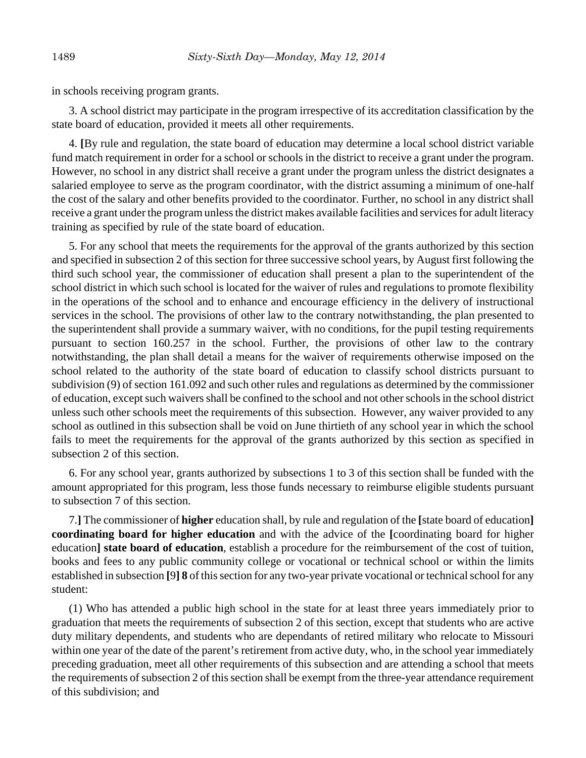in schools receiving program grants.

3. A school district may participate in the program irrespective of its accreditation classification by the state board of education, provided it meets all other requirements.

4. **[**By rule and regulation, the state board of education may determine a local school district variable fund match requirement in order for a school or schools in the district to receive a grant under the program. However, no school in any district shall receive a grant under the program unless the district designates a salaried employee to serve as the program coordinator, with the district assuming a minimum of one-half the cost of the salary and other benefits provided to the coordinator. Further, no school in any district shall receive a grant under the program unless the district makes available facilities and services for adult literacy training as specified by rule of the state board of education.

5. For any school that meets the requirements for the approval of the grants authorized by this section and specified in subsection 2 of this section for three successive school years, by August first following the third such school year, the commissioner of education shall present a plan to the superintendent of the school district in which such school is located for the waiver of rules and regulations to promote flexibility in the operations of the school and to enhance and encourage efficiency in the delivery of instructional services in the school. The provisions of other law to the contrary notwithstanding, the plan presented to the superintendent shall provide a summary waiver, with no conditions, for the pupil testing requirements pursuant to section 160.257 in the school. Further, the provisions of other law to the contrary notwithstanding, the plan shall detail a means for the waiver of requirements otherwise imposed on the school related to the authority of the state board of education to classify school districts pursuant to subdivision (9) of section 161.092 and such other rules and regulations as determined by the commissioner of education, except such waivers shall be confined to the school and not other schools in the school district unless such other schools meet the requirements of this subsection. However, any waiver provided to any school as outlined in this subsection shall be void on June thirtieth of any school year in which the school fails to meet the requirements for the approval of the grants authorized by this section as specified in subsection 2 of this section.

6. For any school year, grants authorized by subsections 1 to 3 of this section shall be funded with the amount appropriated for this program, less those funds necessary to reimburse eligible students pursuant to subsection 7 of this section.

7.**]** The commissioner of **higher** education shall, by rule and regulation of the **[**state board of education**]** **coordinating board for higher education** and with the advice of the **[**coordinating board for higher education**]** **state board of education**, establish a procedure for the reimbursement of the cost of tuition, books and fees to any public community college or vocational or technical school or within the limits established in subsection **[**9**]** **8** of this section for any two-year private vocational or technical school for any student:

(1) Who has attended a public high school in the state for at least three years immediately prior to graduation that meets the requirements of subsection 2 of this section, except that students who are active duty military dependents, and students who are dependants of retired military who relocate to Missouri within one year of the date of the parent's retirement from active duty, who, in the school year immediately preceding graduation, meet all other requirements of this subsection and are attending a school that meets the requirements of subsection 2 of this section shall be exempt from the three-year attendance requirement of this subdivision; and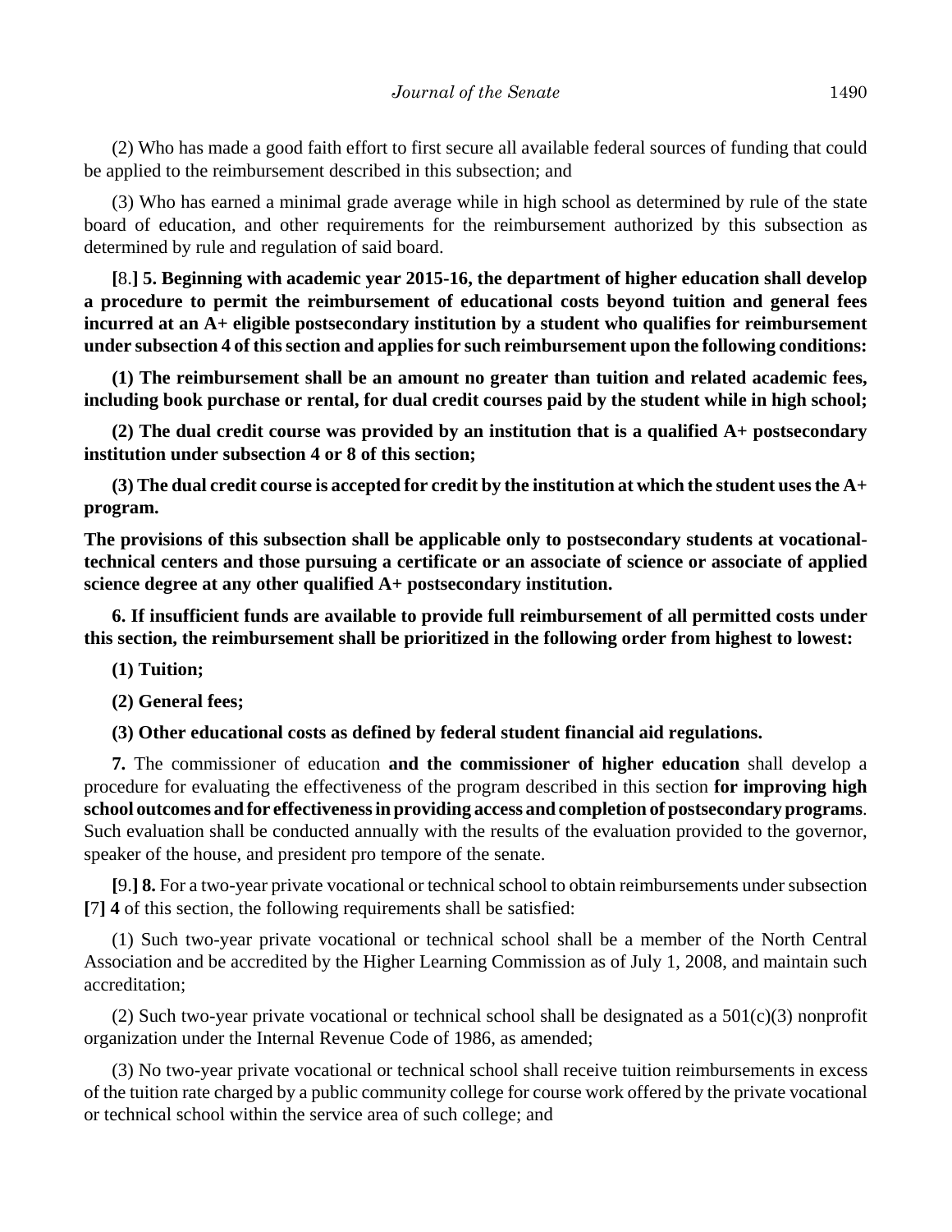(2) Who has made a good faith effort to first secure all available federal sources of funding that could be applied to the reimbursement described in this subsection; and

(3) Who has earned a minimal grade average while in high school as determined by rule of the state board of education, and other requirements for the reimbursement authorized by this subsection as determined by rule and regulation of said board.

**[**8.**] 5. Beginning with academic year 2015-16, the department of higher education shall develop a procedure to permit the reimbursement of educational costs beyond tuition and general fees incurred at an A+ eligible postsecondary institution by a student who qualifies for reimbursement under subsection 4 of this section and applies for such reimbursement upon the following conditions:**

**(1) The reimbursement shall be an amount no greater than tuition and related academic fees, including book purchase or rental, for dual credit courses paid by the student while in high school;**

**(2) The dual credit course was provided by an institution that is a qualified A+ postsecondary institution under subsection 4 or 8 of this section;**

**(3) The dual credit course is accepted for credit by the institution at which the student uses the A+ program.**

**The provisions of this subsection shall be applicable only to postsecondary students at vocational-technical centers and those pursuing a certificate or an associate of science or associate of applied science degree at any other qualified A+ postsecondary institution.**

**6. If insufficient funds are available to provide full reimbursement of all permitted costs under this section, the reimbursement shall be prioritized in the following order from highest to lowest:**

**(1) Tuition;**

**(2) General fees;**

**(3) Other educational costs as defined by federal student financial aid regulations.**

**7.** The commissioner of education **and the commissioner of higher education** shall develop a procedure for evaluating the effectiveness of the program described in this section **for improving high school outcomes and for effectiveness in providing access and completion of postsecondary programs**. Such evaluation shall be conducted annually with the results of the evaluation provided to the governor, speaker of the house, and president pro tempore of the senate.

**[**9.**] 8.** For a two-year private vocational or technical school to obtain reimbursements under subsection **[**7**] 4** of this section, the following requirements shall be satisfied:

(1) Such two-year private vocational or technical school shall be a member of the North Central Association and be accredited by the Higher Learning Commission as of July 1, 2008, and maintain such accreditation;

(2) Such two-year private vocational or technical school shall be designated as a 501(c)(3) nonprofit organization under the Internal Revenue Code of 1986, as amended;

(3) No two-year private vocational or technical school shall receive tuition reimbursements in excess of the tuition rate charged by a public community college for course work offered by the private vocational or technical school within the service area of such college; and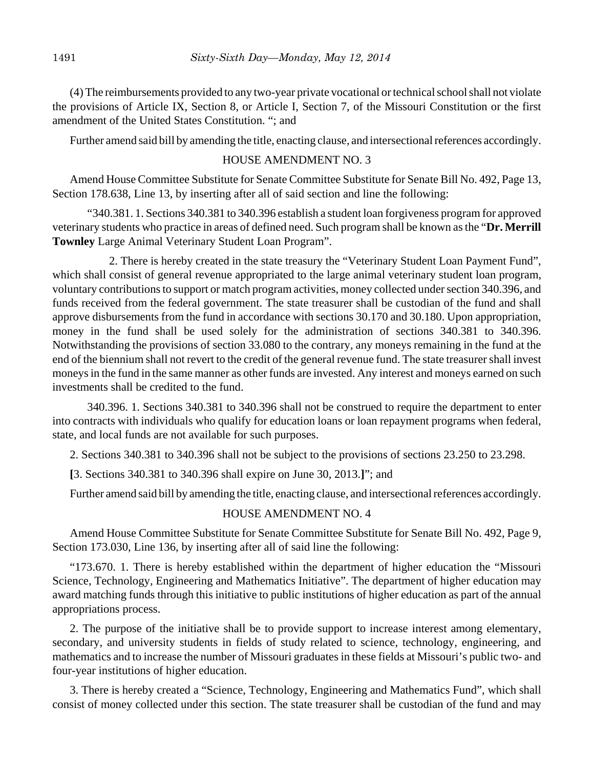(4) The reimbursements provided to any two-year private vocational or technical school shall not violate the provisions of Article IX, Section 8, or Article I, Section 7, of the Missouri Constitution or the first amendment of the United States Constitution. "; and

Further amend said bill by amending the title, enacting clause, and intersectional references accordingly.

HOUSE AMENDMENT NO. 3

Amend House Committee Substitute for Senate Committee Substitute for Senate Bill No. 492, Page 13, Section 178.638, Line 13, by inserting after all of said section and line the following:

"340.381. 1. Sections 340.381 to 340.396 establish a student loan forgiveness program for approved veterinary students who practice in areas of defined need. Such program shall be known as the "**Dr. Merrill Townley** Large Animal Veterinary Student Loan Program".

2. There is hereby created in the state treasury the "Veterinary Student Loan Payment Fund", which shall consist of general revenue appropriated to the large animal veterinary student loan program, voluntary contributions to support or match program activities, money collected under section 340.396, and funds received from the federal government. The state treasurer shall be custodian of the fund and shall approve disbursements from the fund in accordance with sections 30.170 and 30.180. Upon appropriation, money in the fund shall be used solely for the administration of sections 340.381 to 340.396. Notwithstanding the provisions of section 33.080 to the contrary, any moneys remaining in the fund at the end of the biennium shall not revert to the credit of the general revenue fund. The state treasurer shall invest moneys in the fund in the same manner as other funds are invested. Any interest and moneys earned on such investments shall be credited to the fund.

340.396. 1. Sections 340.381 to 340.396 shall not be construed to require the department to enter into contracts with individuals who qualify for education loans or loan repayment programs when federal, state, and local funds are not available for such purposes.

2. Sections 340.381 to 340.396 shall not be subject to the provisions of sections 23.250 to 23.298.

**[**3. Sections 340.381 to 340.396 shall expire on June 30, 2013.**]**"; and

Further amend said bill by amending the title, enacting clause, and intersectional references accordingly.

HOUSE AMENDMENT NO. 4

Amend House Committee Substitute for Senate Committee Substitute for Senate Bill No. 492, Page 9, Section 173.030, Line 136, by inserting after all of said line the following:

"173.670. 1. There is hereby established within the department of higher education the "Missouri Science, Technology, Engineering and Mathematics Initiative". The department of higher education may award matching funds through this initiative to public institutions of higher education as part of the annual appropriations process.

2. The purpose of the initiative shall be to provide support to increase interest among elementary, secondary, and university students in fields of study related to science, technology, engineering, and mathematics and to increase the number of Missouri graduates in these fields at Missouri's public two- and four-year institutions of higher education.

3. There is hereby created a "Science, Technology, Engineering and Mathematics Fund", which shall consist of money collected under this section. The state treasurer shall be custodian of the fund and may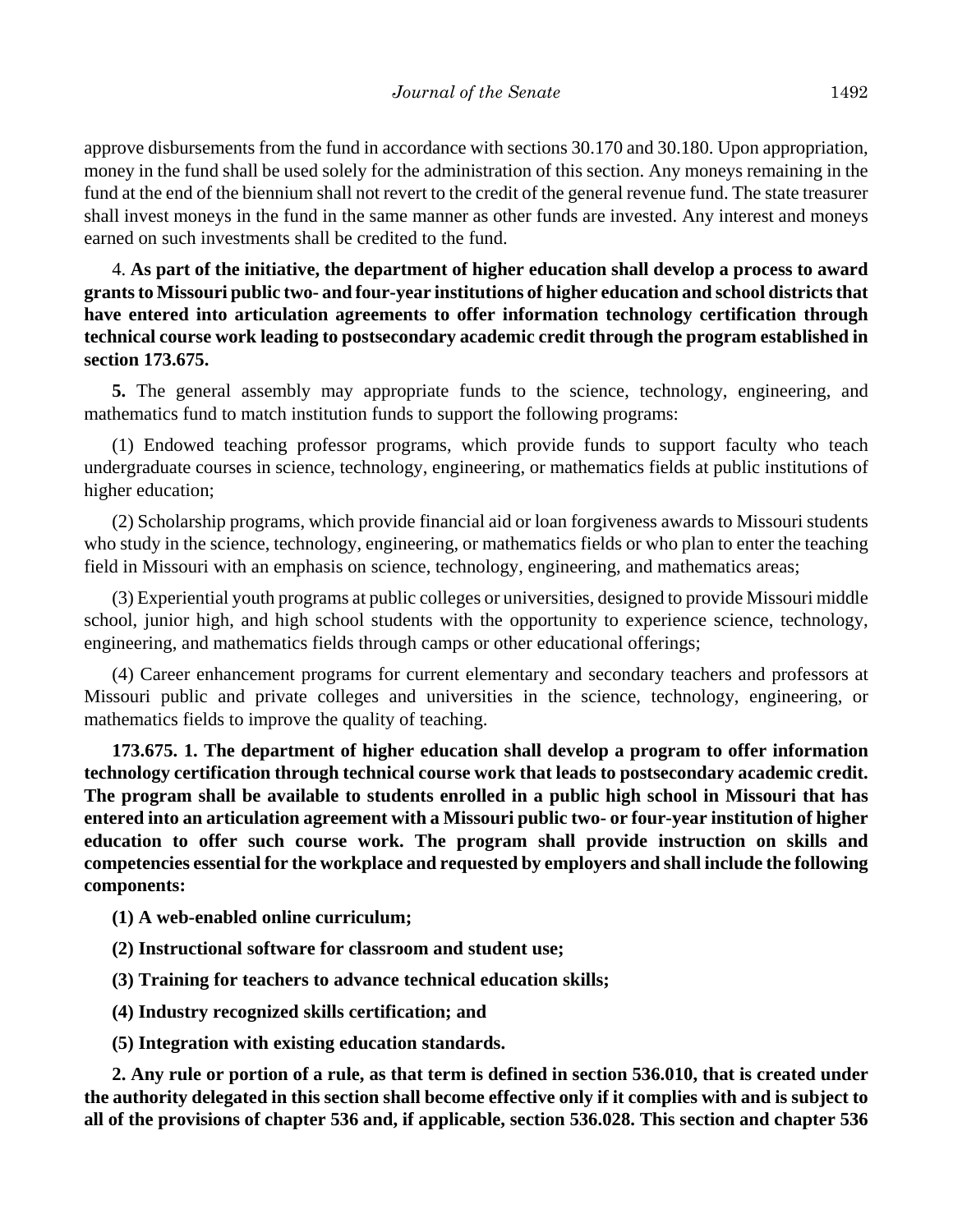approve disbursements from the fund in accordance with sections 30.170 and 30.180. Upon appropriation, money in the fund shall be used solely for the administration of this section. Any moneys remaining in the fund at the end of the biennium shall not revert to the credit of the general revenue fund. The state treasurer shall invest moneys in the fund in the same manner as other funds are invested. Any interest and moneys earned on such investments shall be credited to the fund.

4. **As part of the initiative, the department of higher education shall develop a process to award grants to Missouri public two- and four-year institutions of higher education and school districts that have entered into articulation agreements to offer information technology certification through technical course work leading to postsecondary academic credit through the program established in section 173.675.**

**5.** The general assembly may appropriate funds to the science, technology, engineering, and mathematics fund to match institution funds to support the following programs:

(1) Endowed teaching professor programs, which provide funds to support faculty who teach undergraduate courses in science, technology, engineering, or mathematics fields at public institutions of higher education;

(2) Scholarship programs, which provide financial aid or loan forgiveness awards to Missouri students who study in the science, technology, engineering, or mathematics fields or who plan to enter the teaching field in Missouri with an emphasis on science, technology, engineering, and mathematics areas;

(3) Experiential youth programs at public colleges or universities, designed to provide Missouri middle school, junior high, and high school students with the opportunity to experience science, technology, engineering, and mathematics fields through camps or other educational offerings;

(4) Career enhancement programs for current elementary and secondary teachers and professors at Missouri public and private colleges and universities in the science, technology, engineering, or mathematics fields to improve the quality of teaching.

**173.675. 1. The department of higher education shall develop a program to offer information technology certification through technical course work that leads to postsecondary academic credit. The program shall be available to students enrolled in a public high school in Missouri that has entered into an articulation agreement with a Missouri public two- or four-year institution of higher education to offer such course work. The program shall provide instruction on skills and competencies essential for the workplace and requested by employers and shall include the following components:**

**(1) A web-enabled online curriculum;**

**(2) Instructional software for classroom and student use;**

**(3) Training for teachers to advance technical education skills;**

**(4) Industry recognized skills certification; and**

**(5) Integration with existing education standards.**

**2. Any rule or portion of a rule, as that term is defined in section 536.010, that is created under the authority delegated in this section shall become effective only if it complies with and is subject to all of the provisions of chapter 536 and, if applicable, section 536.028. This section and chapter 536**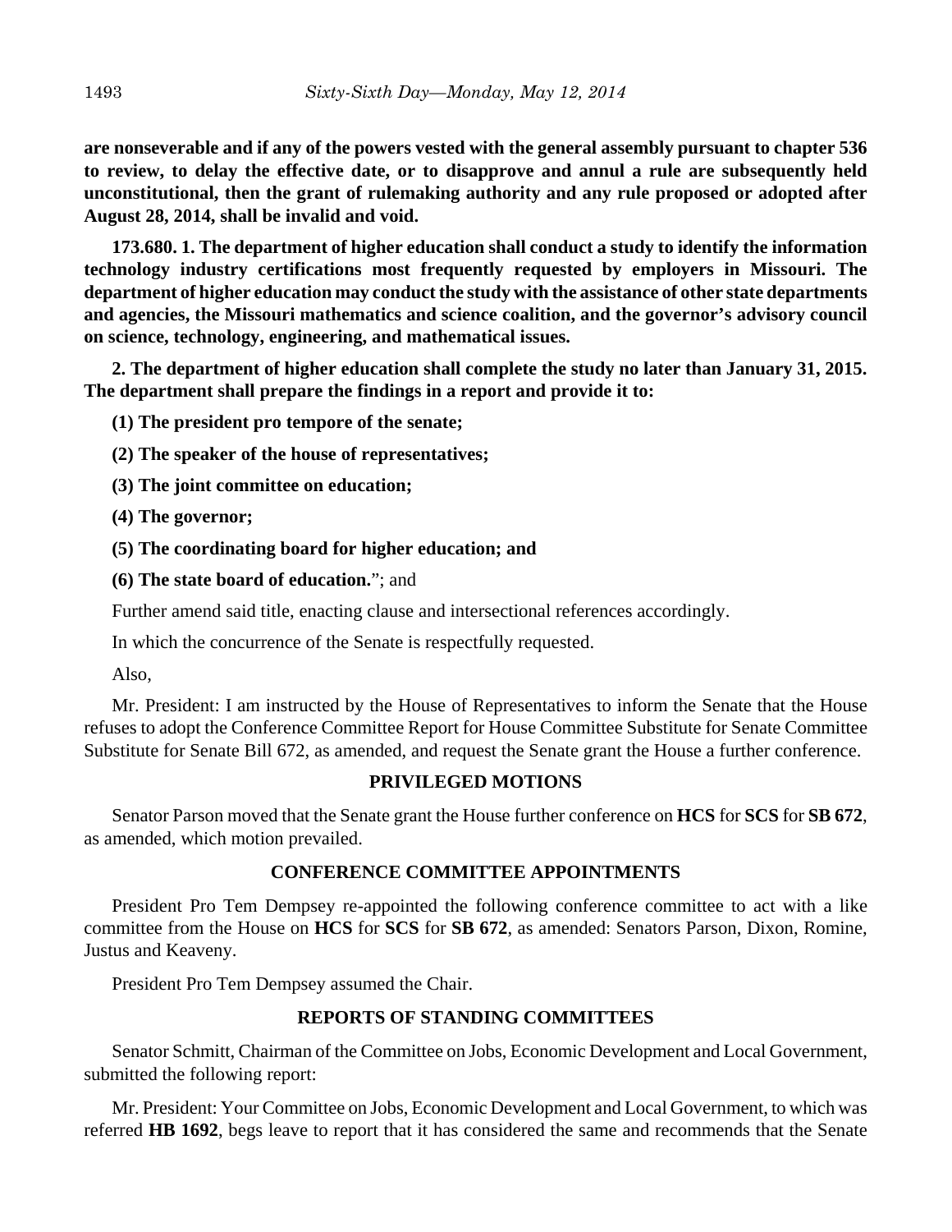**are nonseverable and if any of the powers vested with the general assembly pursuant to chapter 536 to review, to delay the effective date, or to disapprove and annul a rule are subsequently held unconstitutional, then the grant of rulemaking authority and any rule proposed or adopted after August 28, 2014, shall be invalid and void.**

**173.680. 1. The department of higher education shall conduct a study to identify the information technology industry certifications most frequently requested by employers in Missouri. The department of higher education may conduct the study with the assistance of other state departments and agencies, the Missouri mathematics and science coalition, and the governor's advisory council on science, technology, engineering, and mathematical issues.**

**2. The department of higher education shall complete the study no later than January 31, 2015. The department shall prepare the findings in a report and provide it to:**

**(1) The president pro tempore of the senate;**

**(2) The speaker of the house of representatives;**

**(3) The joint committee on education;**

**(4) The governor;**

**(5) The coordinating board for higher education; and**

**(6) The state board of education.**"; and

Further amend said title, enacting clause and intersectional references accordingly.

In which the concurrence of the Senate is respectfully requested.

Also,

Mr. President: I am instructed by the House of Representatives to inform the Senate that the House refuses to adopt the Conference Committee Report for House Committee Substitute for Senate Committee Substitute for Senate Bill 672, as amended, and request the Senate grant the House a further conference.

## PRIVILEGED MOTIONS

Senator Parson moved that the Senate grant the House further conference on **HCS** for **SCS** for **SB 672**, as amended, which motion prevailed.

## CONFERENCE COMMITTEE APPOINTMENTS

President Pro Tem Dempsey re-appointed the following conference committee to act with a like committee from the House on **HCS** for **SCS** for **SB 672**, as amended: Senators Parson, Dixon, Romine, Justus and Keaveny.

President Pro Tem Dempsey assumed the Chair.

## REPORTS OF STANDING COMMITTEES

Senator Schmitt, Chairman of the Committee on Jobs, Economic Development and Local Government, submitted the following report:

Mr. President: Your Committee on Jobs, Economic Development and Local Government, to which was referred **HB 1692**, begs leave to report that it has considered the same and recommends that the Senate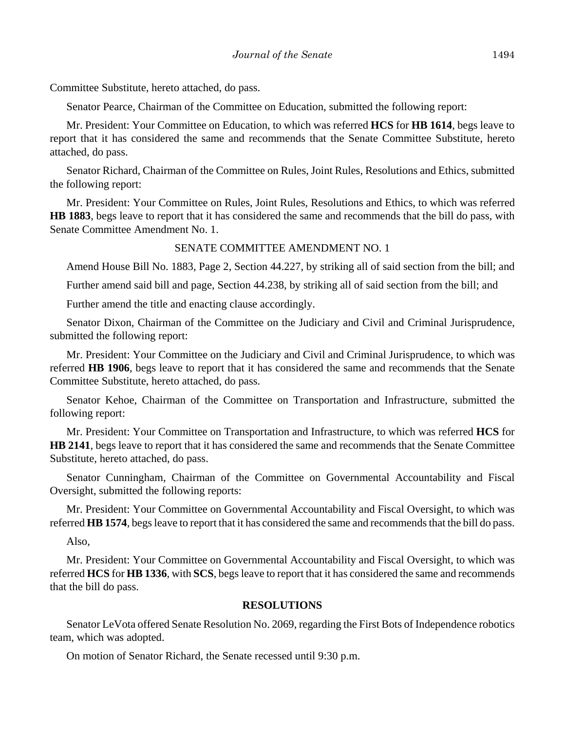Committee Substitute, hereto attached, do pass.

Senator Pearce, Chairman of the Committee on Education, submitted the following report:

Mr. President: Your Committee on Education, to which was referred **HCS** for **HB 1614**, begs leave to report that it has considered the same and recommends that the Senate Committee Substitute, hereto attached, do pass.

Senator Richard, Chairman of the Committee on Rules, Joint Rules, Resolutions and Ethics, submitted the following report:

Mr. President: Your Committee on Rules, Joint Rules, Resolutions and Ethics, to which was referred **HB 1883**, begs leave to report that it has considered the same and recommends that the bill do pass, with Senate Committee Amendment No. 1.

SENATE COMMITTEE AMENDMENT NO. 1

Amend House Bill No. 1883, Page 2, Section 44.227, by striking all of said section from the bill; and

Further amend said bill and page, Section 44.238, by striking all of said section from the bill; and

Further amend the title and enacting clause accordingly.

Senator Dixon, Chairman of the Committee on the Judiciary and Civil and Criminal Jurisprudence, submitted the following report:

Mr. President: Your Committee on the Judiciary and Civil and Criminal Jurisprudence, to which was referred **HB 1906**, begs leave to report that it has considered the same and recommends that the Senate Committee Substitute, hereto attached, do pass.

Senator Kehoe, Chairman of the Committee on Transportation and Infrastructure, submitted the following report:

Mr. President: Your Committee on Transportation and Infrastructure, to which was referred **HCS** for **HB 2141**, begs leave to report that it has considered the same and recommends that the Senate Committee Substitute, hereto attached, do pass.

Senator Cunningham, Chairman of the Committee on Governmental Accountability and Fiscal Oversight, submitted the following reports:

Mr. President: Your Committee on Governmental Accountability and Fiscal Oversight, to which was referred **HB 1574**, begs leave to report that it has considered the same and recommends that the bill do pass.

Also,

Mr. President: Your Committee on Governmental Accountability and Fiscal Oversight, to which was referred **HCS** for **HB 1336**, with **SCS**, begs leave to report that it has considered the same and recommends that the bill do pass.

**RESOLUTIONS**

Senator LeVota offered Senate Resolution No. 2069, regarding the First Bots of Independence robotics team, which was adopted.

On motion of Senator Richard, the Senate recessed until 9:30 p.m.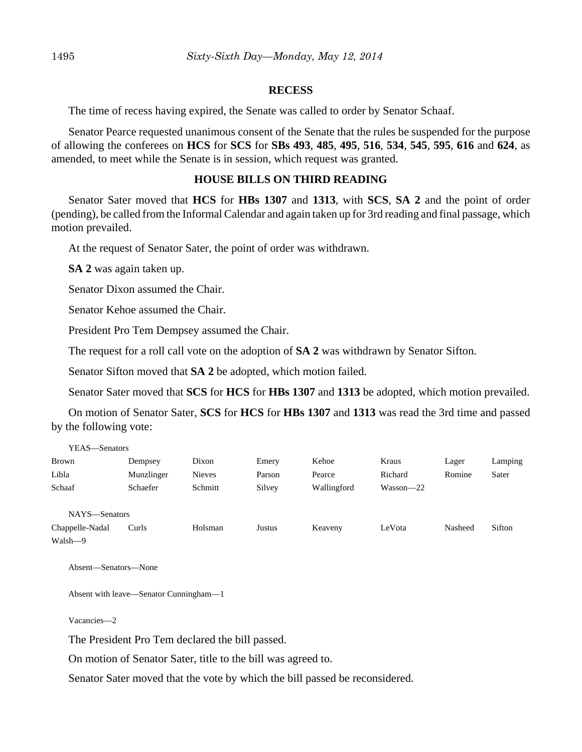## RECESS

The time of recess having expired, the Senate was called to order by Senator Schaaf.

Senator Pearce requested unanimous consent of the Senate that the rules be suspended for the purpose of allowing the conferees on **HCS** for **SCS** for **SBs 493**, **485**, **495**, **516**, **534**, **545**, **595**, **616** and **624**, as amended, to meet while the Senate is in session, which request was granted.

## HOUSE BILLS ON THIRD READING

Senator Sater moved that **HCS** for **HBs 1307** and **1313**, with **SCS**, **SA 2** and the point of order (pending), be called from the Informal Calendar and again taken up for 3rd reading and final passage, which motion prevailed.

At the request of Senator Sater, the point of order was withdrawn.

**SA 2** was again taken up.

Senator Dixon assumed the Chair.

Senator Kehoe assumed the Chair.

President Pro Tem Dempsey assumed the Chair.

The request for a roll call vote on the adoption of **SA 2** was withdrawn by Senator Sifton.

Senator Sifton moved that **SA 2** be adopted, which motion failed.

Senator Sater moved that **SCS** for **HCS** for **HBs 1307** and **1313** be adopted, which motion prevailed.

On motion of Senator Sater, **SCS** for **HCS** for **HBs 1307** and **1313** was read the 3rd time and passed by the following vote:

YEAS—Senators

| | | | | | | | |
|---|---|---|---|---|---|---|---|
| Brown | Dempsey | Dixon | Emery | Kehoe | Kraus | Lager | Lamping |
| Libla | Munzlinger | Nieves | Parson | Pearce | Richard | Romine | Sater |
| Schaaf | Schaefer | Schmitt | Silvey | Wallingford | Wasson—22 | | |

NAYS—Senators

| | | | | | | | |
|---|---|---|---|---|---|---|---|
| Chappelle-Nadal | Curls | Holsman | Justus | Keaveny | LeVota | Nasheed | Sifton |
| Walsh—9 | | | | | | | |

Absent—Senators—None

Absent with leave—Senator Cunningham—1

Vacancies—2

The President Pro Tem declared the bill passed.

On motion of Senator Sater, title to the bill was agreed to.

Senator Sater moved that the vote by which the bill passed be reconsidered.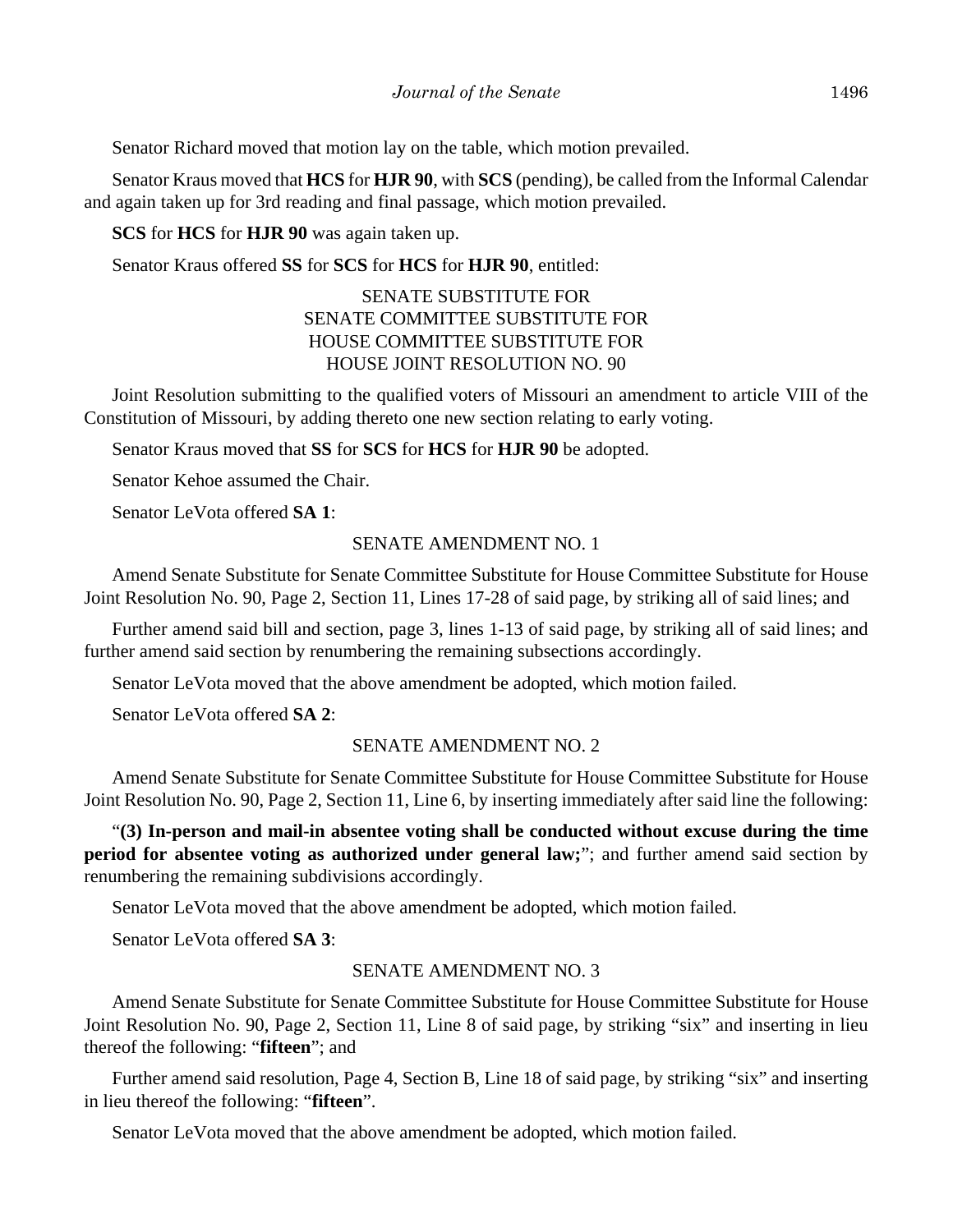Senator Richard moved that motion lay on the table, which motion prevailed.

Senator Kraus moved that **HCS** for **HJR 90**, with **SCS** (pending), be called from the Informal Calendar and again taken up for 3rd reading and final passage, which motion prevailed.

**SCS** for **HCS** for **HJR 90** was again taken up.

Senator Kraus offered **SS** for **SCS** for **HCS** for **HJR 90**, entitled:

SENATE SUBSTITUTE FOR
SENATE COMMITTEE SUBSTITUTE FOR
HOUSE COMMITTEE SUBSTITUTE FOR
HOUSE JOINT RESOLUTION NO. 90

Joint Resolution submitting to the qualified voters of Missouri an amendment to article VIII of the Constitution of Missouri, by adding thereto one new section relating to early voting.

Senator Kraus moved that **SS** for **SCS** for **HCS** for **HJR 90** be adopted.

Senator Kehoe assumed the Chair.

Senator LeVota offered **SA 1**:

SENATE AMENDMENT NO. 1

Amend Senate Substitute for Senate Committee Substitute for House Committee Substitute for House Joint Resolution No. 90, Page 2, Section 11, Lines 17-28 of said page, by striking all of said lines; and

Further amend said bill and section, page 3, lines 1-13 of said page, by striking all of said lines; and further amend said section by renumbering the remaining subsections accordingly.

Senator LeVota moved that the above amendment be adopted, which motion failed.

Senator LeVota offered **SA 2**:

SENATE AMENDMENT NO. 2

Amend Senate Substitute for Senate Committee Substitute for House Committee Substitute for House Joint Resolution No. 90, Page 2, Section 11, Line 6, by inserting immediately after said line the following:

"**(3) In-person and mail-in absentee voting shall be conducted without excuse during the time period for absentee voting as authorized under general law;**"; and further amend said section by renumbering the remaining subdivisions accordingly.

Senator LeVota moved that the above amendment be adopted, which motion failed.

Senator LeVota offered **SA 3**:

SENATE AMENDMENT NO. 3

Amend Senate Substitute for Senate Committee Substitute for House Committee Substitute for House Joint Resolution No. 90, Page 2, Section 11, Line 8 of said page, by striking "six" and inserting in lieu thereof the following: "**fifteen**"; and

Further amend said resolution, Page 4, Section B, Line 18 of said page, by striking "six" and inserting in lieu thereof the following: "**fifteen**".

Senator LeVota moved that the above amendment be adopted, which motion failed.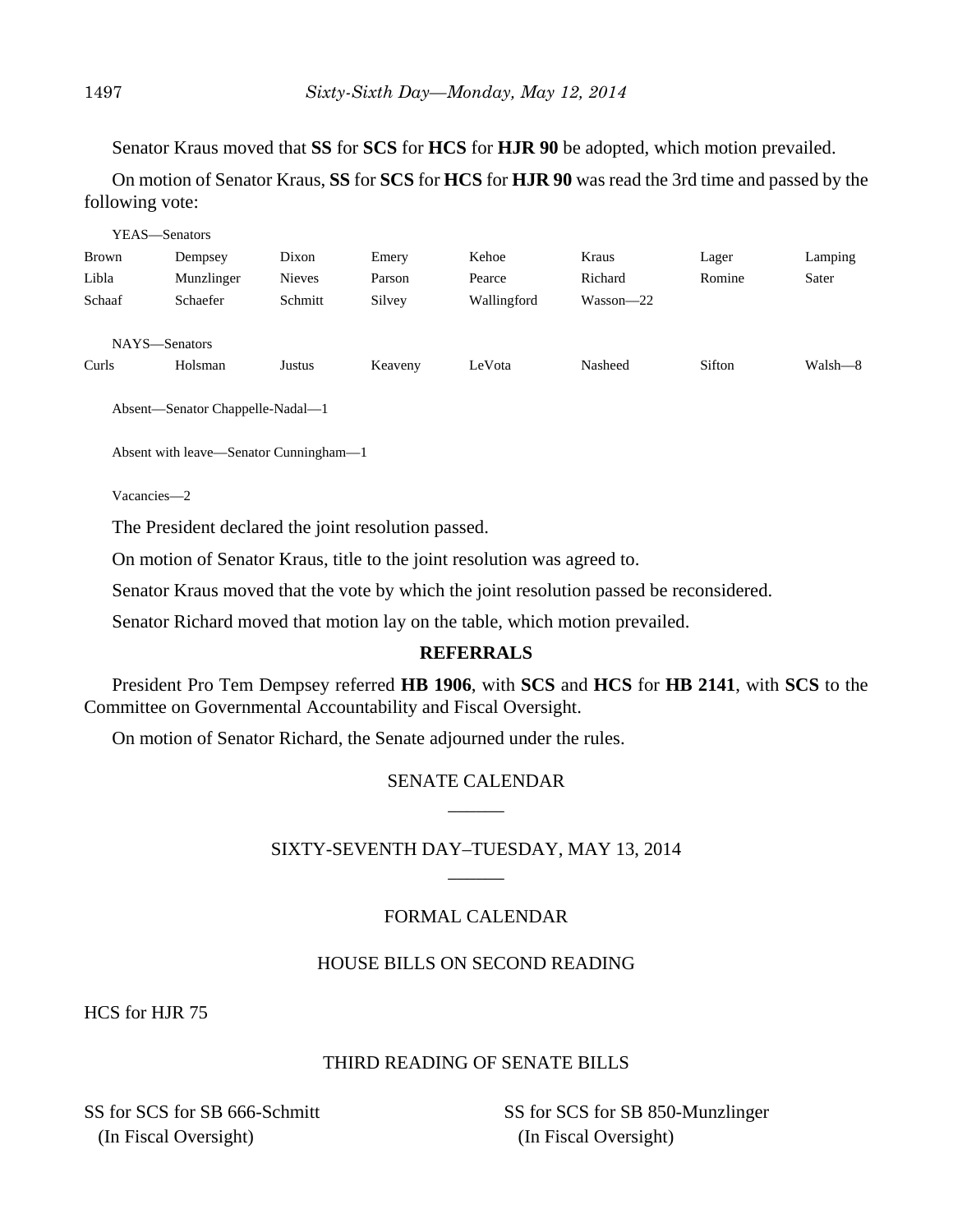Senator Kraus moved that **SS** for **SCS** for **HCS** for **HJR 90** be adopted, which motion prevailed.

On motion of Senator Kraus, **SS** for **SCS** for **HCS** for **HJR 90** was read the 3rd time and passed by the following vote:

YEAS—Senators

| | | | | | | | |
|---|---|---|---|---|---|---|---|
| Brown | Dempsey | Dixon | Emery | Kehoe | Kraus | Lager | Lamping |
| Libla | Munzlinger | Nieves | Parson | Pearce | Richard | Romine | Sater |
| Schaaf | Schaefer | Schmitt | Silvey | Wallingford | Wasson—22 | | |

NAYS—Senators

| | | | | | | | |
|---|---|---|---|---|---|---|---|
| Curls | Holsman | Justus | Keaveny | LeVota | Nasheed | Sifton | Walsh—8 |

Absent—Senator Chappelle-Nadal—1

Absent with leave—Senator Cunningham—1

Vacancies—2

The President declared the joint resolution passed.

On motion of Senator Kraus, title to the joint resolution was agreed to.

Senator Kraus moved that the vote by which the joint resolution passed be reconsidered.

Senator Richard moved that motion lay on the table, which motion prevailed.

## REFERRALS

President Pro Tem Dempsey referred **HB 1906**, with **SCS** and **HCS** for **HB 2141**, with **SCS** to the Committee on Governmental Accountability and Fiscal Oversight.

On motion of Senator Richard, the Senate adjourned under the rules.

## SENATE CALENDAR

## SIXTY-SEVENTH DAY–TUESDAY, MAY 13, 2014

## FORMAL CALENDAR

### HOUSE BILLS ON SECOND READING

HCS for HJR 75

### THIRD READING OF SENATE BILLS

SS for SCS for SB 666-Schmitt
(In Fiscal Oversight)

SS for SCS for SB 850-Munzlinger
(In Fiscal Oversight)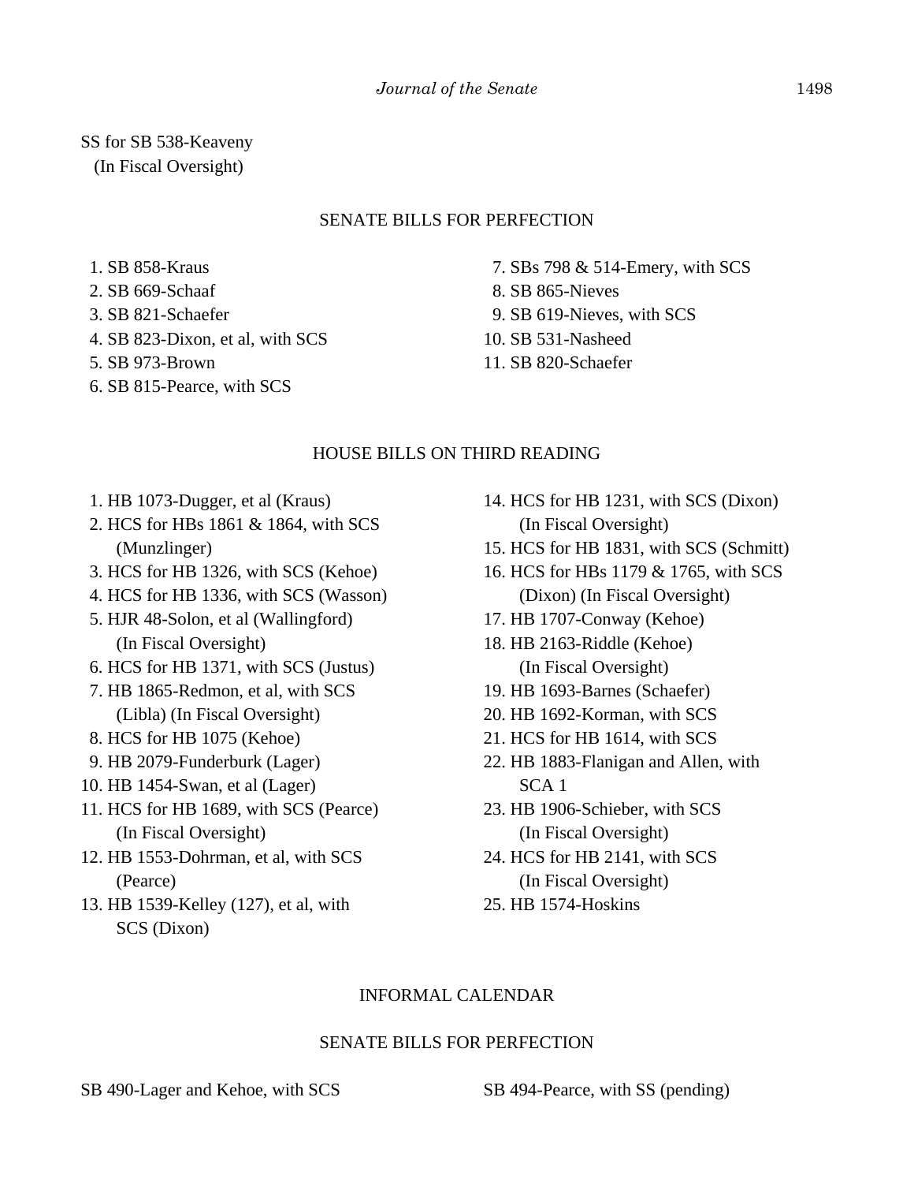SS for SB 538-Keaveny
(In Fiscal Oversight)

## SENATE BILLS FOR PERFECTION

1. SB 858-Kraus
2. SB 669-Schaaf
3. SB 821-Schaefer
4. SB 823-Dixon, et al, with SCS
5. SB 973-Brown
6. SB 815-Pearce, with SCS
7. SBs 798 & 514-Emery, with SCS
8. SB 865-Nieves
9. SB 619-Nieves, with SCS
10. SB 531-Nasheed
11. SB 820-Schaefer

## HOUSE BILLS ON THIRD READING

1. HB 1073-Dugger, et al (Kraus)
2. HCS for HBs 1861 & 1864, with SCS (Munzlinger)
3. HCS for HB 1326, with SCS (Kehoe)
4. HCS for HB 1336, with SCS (Wasson)
5. HJR 48-Solon, et al (Wallingford) (In Fiscal Oversight)
6. HCS for HB 1371, with SCS (Justus)
7. HB 1865-Redmon, et al, with SCS (Libla) (In Fiscal Oversight)
8. HCS for HB 1075 (Kehoe)
9. HB 2079-Funderburk (Lager)
10. HB 1454-Swan, et al (Lager)
11. HCS for HB 1689, with SCS (Pearce) (In Fiscal Oversight)
12. HB 1553-Dohrman, et al, with SCS (Pearce)
13. HB 1539-Kelley (127), et al, with SCS (Dixon)
14. HCS for HB 1231, with SCS (Dixon) (In Fiscal Oversight)
15. HCS for HB 1831, with SCS (Schmitt)
16. HCS for HBs 1179 & 1765, with SCS (Dixon) (In Fiscal Oversight)
17. HB 1707-Conway (Kehoe)
18. HB 2163-Riddle (Kehoe) (In Fiscal Oversight)
19. HB 1693-Barnes (Schaefer)
20. HB 1692-Korman, with SCS
21. HCS for HB 1614, with SCS
22. HB 1883-Flanigan and Allen, with SCA 1
23. HB 1906-Schieber, with SCS (In Fiscal Oversight)
24. HCS for HB 2141, with SCS (In Fiscal Oversight)
25. HB 1574-Hoskins

## INFORMAL CALENDAR

## SENATE BILLS FOR PERFECTION

SB 490-Lager and Kehoe, with SCS

SB 494-Pearce, with SS (pending)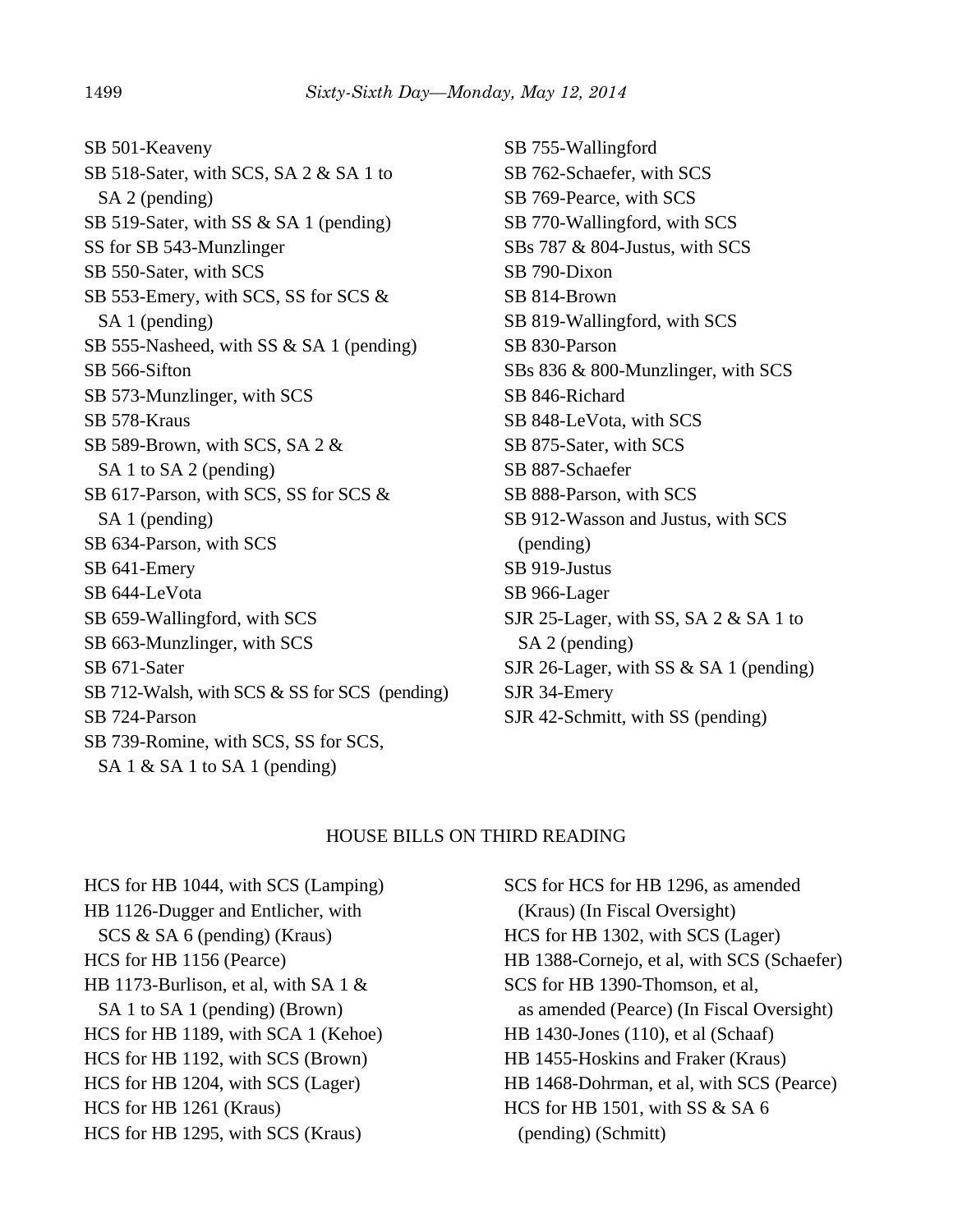SB 501-Keaveny
SB 518-Sater, with SCS, SA 2 & SA 1 to SA 2 (pending)
SB 519-Sater, with SS & SA 1 (pending)
SS for SB 543-Munzlinger
SB 550-Sater, with SCS
SB 553-Emery, with SCS, SS for SCS & SA 1 (pending)
SB 555-Nasheed, with SS & SA 1 (pending)
SB 566-Sifton
SB 573-Munzlinger, with SCS
SB 578-Kraus
SB 589-Brown, with SCS, SA 2 & SA 1 to SA 2 (pending)
SB 617-Parson, with SCS, SS for SCS & SA 1 (pending)
SB 634-Parson, with SCS
SB 641-Emery
SB 644-LeVota
SB 659-Wallingford, with SCS
SB 663-Munzlinger, with SCS
SB 671-Sater
SB 712-Walsh, with SCS & SS for SCS (pending)
SB 724-Parson
SB 739-Romine, with SCS, SS for SCS, SA 1 & SA 1 to SA 1 (pending)
SB 755-Wallingford
SB 762-Schaefer, with SCS
SB 769-Pearce, with SCS
SB 770-Wallingford, with SCS
SBs 787 & 804-Justus, with SCS
SB 790-Dixon
SB 814-Brown
SB 819-Wallingford, with SCS
SB 830-Parson
SBs 836 & 800-Munzlinger, with SCS
SB 846-Richard
SB 848-LeVota, with SCS
SB 875-Sater, with SCS
SB 887-Schaefer
SB 888-Parson, with SCS
SB 912-Wasson and Justus, with SCS (pending)
SB 919-Justus
SB 966-Lager
SJR 25-Lager, with SS, SA 2 & SA 1 to SA 2 (pending)
SJR 26-Lager, with SS & SA 1 (pending)
SJR 34-Emery
SJR 42-Schmitt, with SS (pending)

## HOUSE BILLS ON THIRD READING

HCS for HB 1044, with SCS (Lamping)
HB 1126-Dugger and Entlicher, with SCS & SA 6 (pending) (Kraus)
HCS for HB 1156 (Pearce)
HB 1173-Burlison, et al, with SA 1 & SA 1 to SA 1 (pending) (Brown)
HCS for HB 1189, with SCA 1 (Kehoe)
HCS for HB 1192, with SCS (Brown)
HCS for HB 1204, with SCS (Lager)
HCS for HB 1261 (Kraus)
HCS for HB 1295, with SCS (Kraus)
SCS for HCS for HB 1296, as amended (Kraus) (In Fiscal Oversight)
HCS for HB 1302, with SCS (Lager)
HB 1388-Cornejo, et al, with SCS (Schaefer)
SCS for HB 1390-Thomson, et al, as amended (Pearce) (In Fiscal Oversight)
HB 1430-Jones (110), et al (Schaaf)
HB 1455-Hoskins and Fraker (Kraus)
HB 1468-Dohrman, et al, with SCS (Pearce)
HCS for HB 1501, with SS & SA 6 (pending) (Schmitt)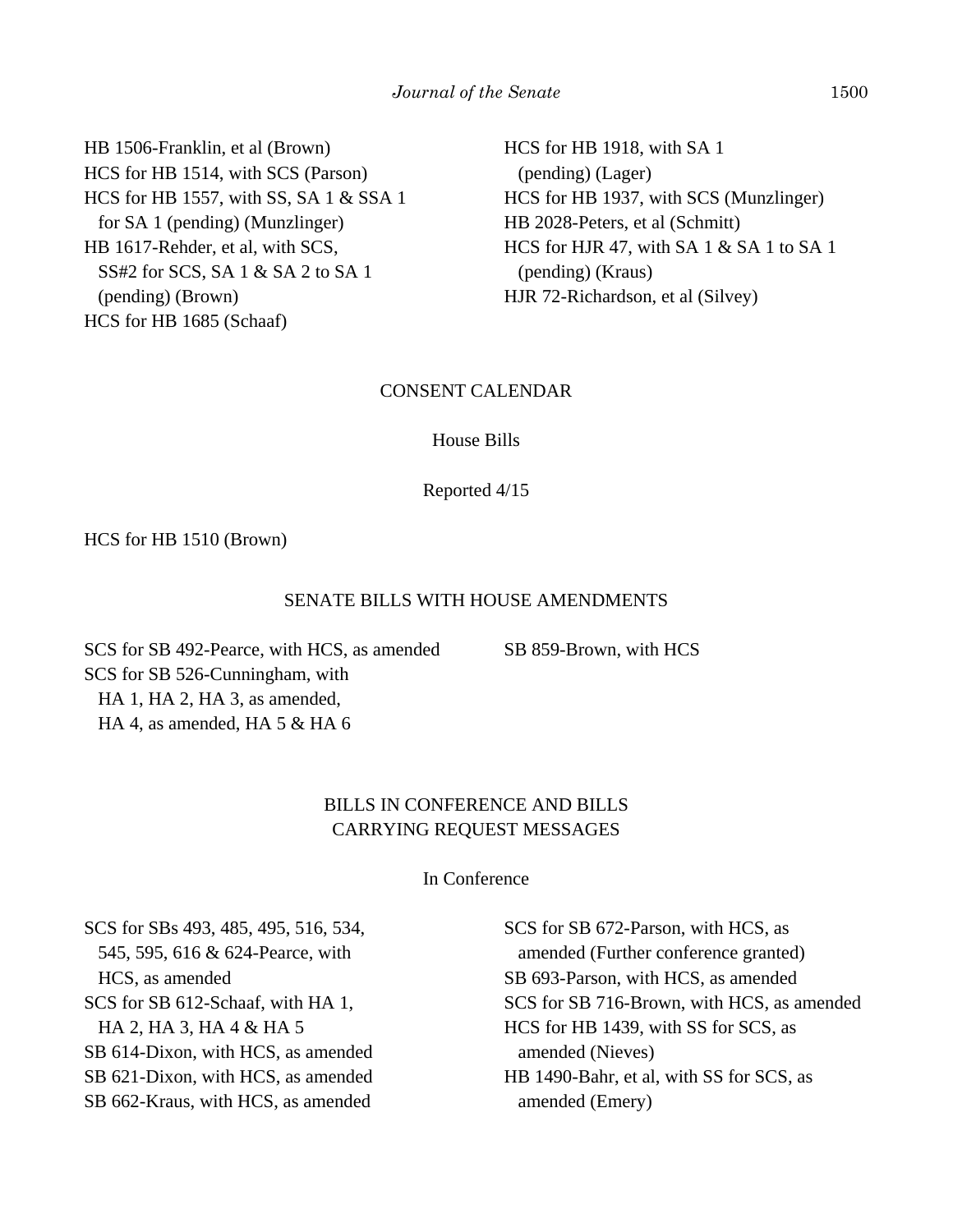HB 1506-Franklin, et al (Brown)
HCS for HB 1514, with SCS (Parson)
HCS for HB 1557, with SS, SA 1 & SSA 1 for SA 1 (pending) (Munzlinger)
HB 1617-Rehder, et al, with SCS, SS#2 for SCS, SA 1 & SA 2 to SA 1 (pending) (Brown)
HCS for HB 1685 (Schaaf)
HCS for HB 1918, with SA 1 (pending) (Lager)
HCS for HB 1937, with SCS (Munzlinger)
HB 2028-Peters, et al (Schmitt)
HCS for HJR 47, with SA 1 & SA 1 to SA 1 (pending) (Kraus)
HJR 72-Richardson, et al (Silvey)

## CONSENT CALENDAR

### House Bills

Reported 4/15

HCS for HB 1510 (Brown)

## SENATE BILLS WITH HOUSE AMENDMENTS

SCS for SB 492-Pearce, with HCS, as amended
SCS for SB 526-Cunningham, with HA 1, HA 2, HA 3, as amended, HA 4, as amended, HA 5 & HA 6
SB 859-Brown, with HCS

## BILLS IN CONFERENCE AND BILLS CARRYING REQUEST MESSAGES

### In Conference

SCS for SBs 493, 485, 495, 516, 534, 545, 595, 616 & 624-Pearce, with HCS, as amended
SCS for SB 612-Schaaf, with HA 1, HA 2, HA 3, HA 4 & HA 5
SB 614-Dixon, with HCS, as amended
SB 621-Dixon, with HCS, as amended
SB 662-Kraus, with HCS, as amended
SCS for SB 672-Parson, with HCS, as amended (Further conference granted)
SB 693-Parson, with HCS, as amended
SCS for SB 716-Brown, with HCS, as amended
HCS for HB 1439, with SS for SCS, as amended (Nieves)
HB 1490-Bahr, et al, with SS for SCS, as amended (Emery)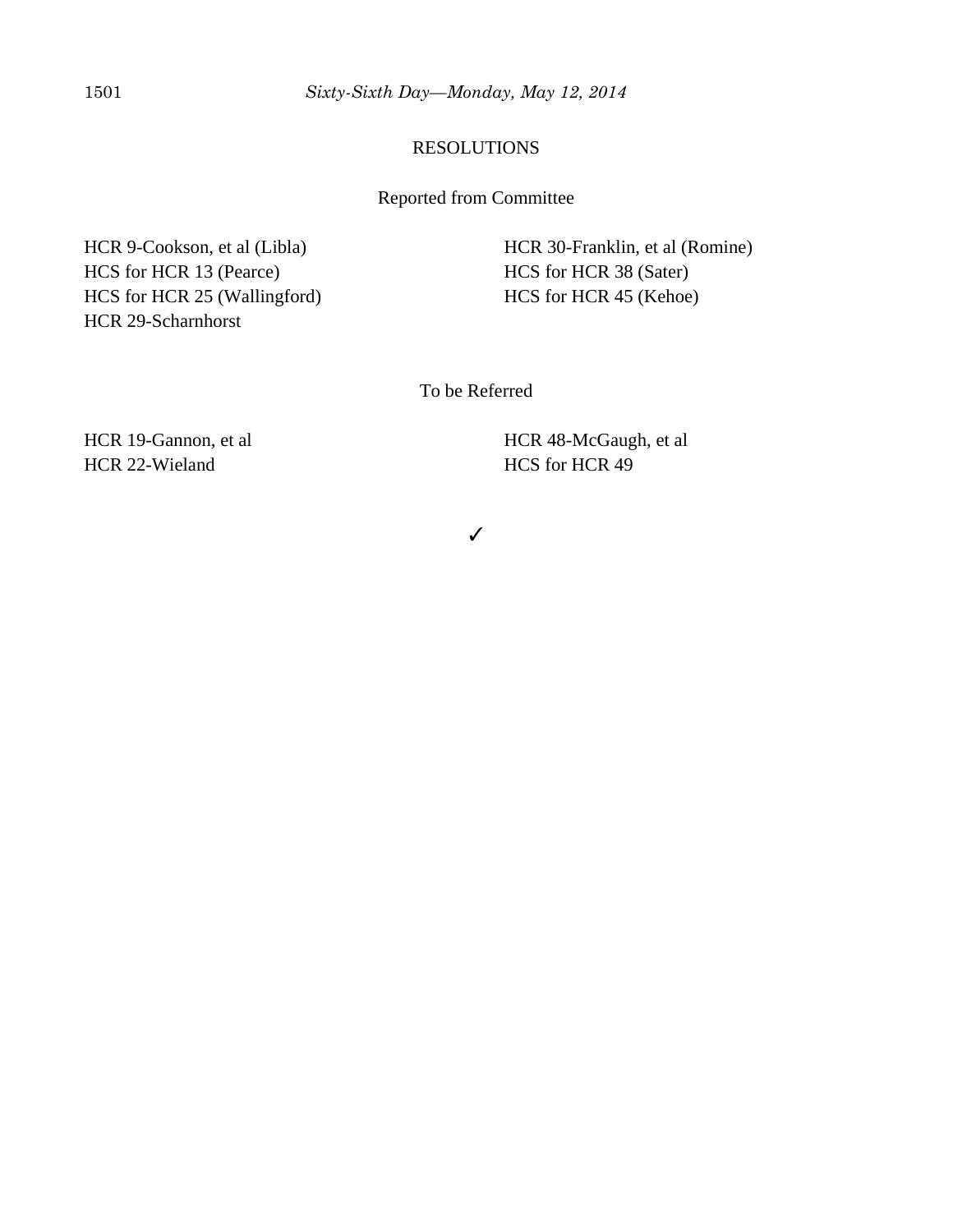RESOLUTIONS

Reported from Committee

HCR 9-Cookson, et al (Libla)
HCS for HCR 13 (Pearce)
HCS for HCR 25 (Wallingford)
HCR 29-Scharnhorst
HCR 30-Franklin, et al (Romine)
HCS for HCR 38 (Sater)
HCS for HCR 45 (Kehoe)

To be Referred

HCR 19-Gannon, et al
HCR 22-Wieland
HCR 48-McGaugh, et al
HCS for HCR 49

✓